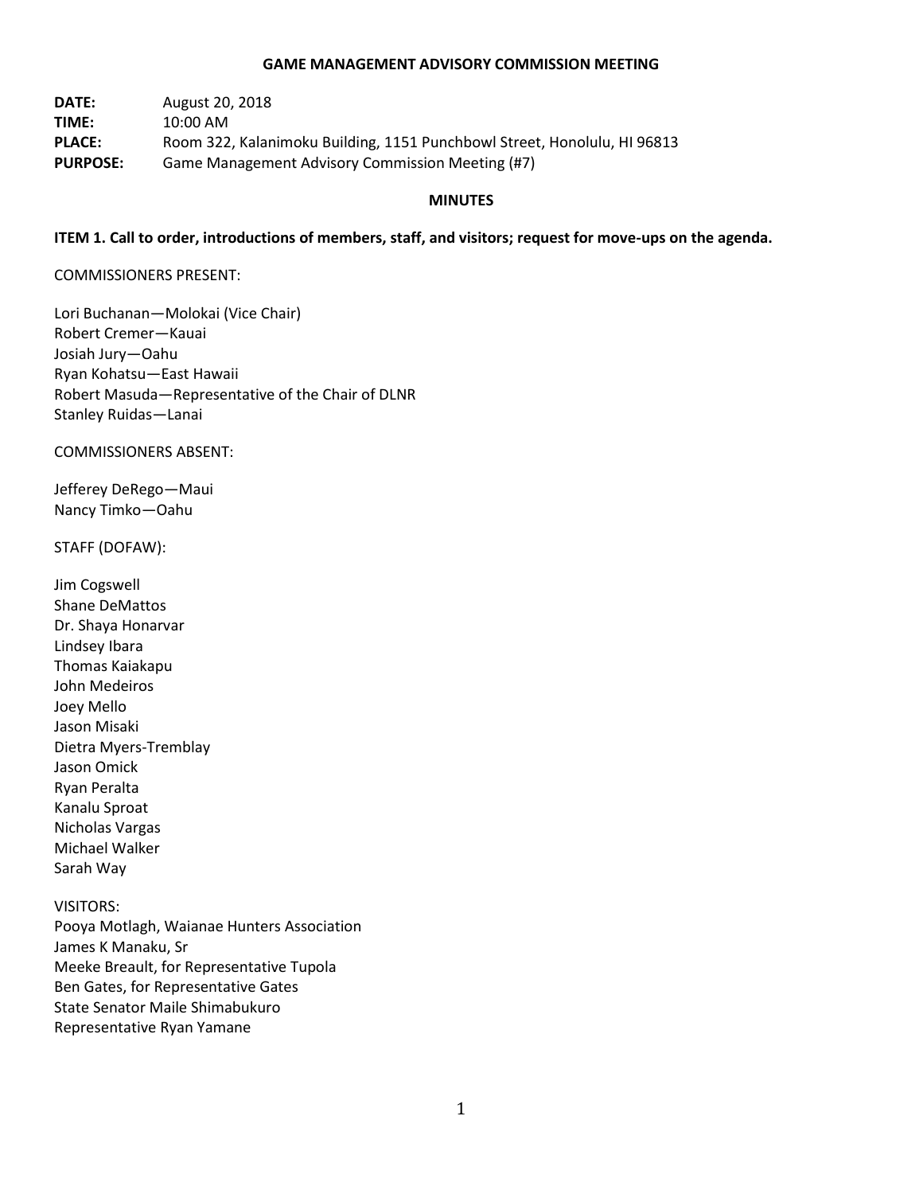# GAME MANAGEMENT ADVISORY COMMISSION MEETING

**DATE:** August 20, 2018
**TIME:** 10:00 AM
**PLACE:** Room 322, Kalanimoku Building, 1151 Punchbowl Street, Honolulu, HI 96813
**PURPOSE:** Game Management Advisory Commission Meeting (#7)

## MINUTES

**ITEM 1. Call to order, introductions of members, staff, and visitors; request for move-ups on the agenda.**

COMMISSIONERS PRESENT:

Lori Buchanan—Molokai (Vice Chair)
Robert Cremer—Kauai
Josiah Jury—Oahu
Ryan Kohatsu—East Hawaii
Robert Masuda—Representative of the Chair of DLNR
Stanley Ruidas—Lanai

COMMISSIONERS ABSENT:

Jefferey DeRego—Maui
Nancy Timko—Oahu

STAFF (DOFAW):

Jim Cogswell
Shane DeMattos
Dr. Shaya Honarvar
Lindsey Ibara
Thomas Kaiakapu
John Medeiros
Joey Mello
Jason Misaki
Dietra Myers-Tremblay
Jason Omick
Ryan Peralta
Kanalu Sproat
Nicholas Vargas
Michael Walker
Sarah Way

VISITORS:
Pooya Motlagh, Waianae Hunters Association
James K Manaku, Sr
Meeke Breault, for Representative Tupola
Ben Gates, for Representative Gates
State Senator Maile Shimabukuro
Representative Ryan Yamane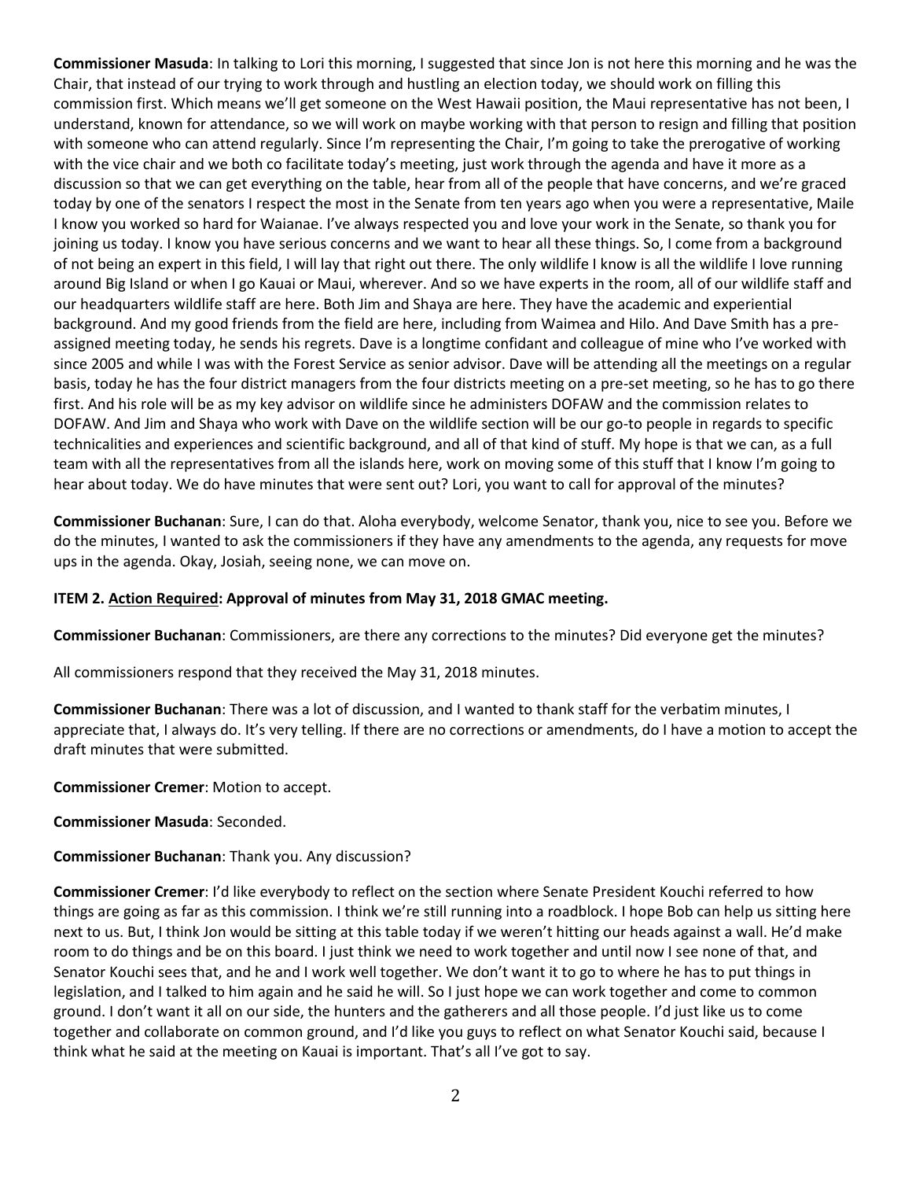**Commissioner Masuda**: In talking to Lori this morning, I suggested that since Jon is not here this morning and he was the Chair, that instead of our trying to work through and hustling an election today, we should work on filling this commission first. Which means we'll get someone on the West Hawaii position, the Maui representative has not been, I understand, known for attendance, so we will work on maybe working with that person to resign and filling that position with someone who can attend regularly. Since I'm representing the Chair, I'm going to take the prerogative of working with the vice chair and we both co facilitate today's meeting, just work through the agenda and have it more as a discussion so that we can get everything on the table, hear from all of the people that have concerns, and we're graced today by one of the senators I respect the most in the Senate from ten years ago when you were a representative, Maile I know you worked so hard for Waianae. I've always respected you and love your work in the Senate, so thank you for joining us today. I know you have serious concerns and we want to hear all these things. So, I come from a background of not being an expert in this field, I will lay that right out there. The only wildlife I know is all the wildlife I love running around Big Island or when I go Kauai or Maui, wherever. And so we have experts in the room, all of our wildlife staff and our headquarters wildlife staff are here. Both Jim and Shaya are here. They have the academic and experiential background. And my good friends from the field are here, including from Waimea and Hilo. And Dave Smith has a pre-assigned meeting today, he sends his regrets. Dave is a longtime confidant and colleague of mine who I've worked with since 2005 and while I was with the Forest Service as senior advisor. Dave will be attending all the meetings on a regular basis, today he has the four district managers from the four districts meeting on a pre-set meeting, so he has to go there first. And his role will be as my key advisor on wildlife since he administers DOFAW and the commission relates to DOFAW. And Jim and Shaya who work with Dave on the wildlife section will be our go-to people in regards to specific technicalities and experiences and scientific background, and all of that kind of stuff. My hope is that we can, as a full team with all the representatives from all the islands here, work on moving some of this stuff that I know I'm going to hear about today. We do have minutes that were sent out? Lori, you want to call for approval of the minutes?

**Commissioner Buchanan**: Sure, I can do that. Aloha everybody, welcome Senator, thank you, nice to see you. Before we do the minutes, I wanted to ask the commissioners if they have any amendments to the agenda, any requests for move ups in the agenda. Okay, Josiah, seeing none, we can move on.

**ITEM 2. <u>Action Required</u>: Approval of minutes from May 31, 2018 GMAC meeting.**

**Commissioner Buchanan**: Commissioners, are there any corrections to the minutes? Did everyone get the minutes?

All commissioners respond that they received the May 31, 2018 minutes.

**Commissioner Buchanan**: There was a lot of discussion, and I wanted to thank staff for the verbatim minutes, I appreciate that, I always do. It's very telling. If there are no corrections or amendments, do I have a motion to accept the draft minutes that were submitted.

**Commissioner Cremer**: Motion to accept.

**Commissioner Masuda**: Seconded.

**Commissioner Buchanan**: Thank you. Any discussion?

**Commissioner Cremer**: I'd like everybody to reflect on the section where Senate President Kouchi referred to how things are going as far as this commission. I think we're still running into a roadblock. I hope Bob can help us sitting here next to us. But, I think Jon would be sitting at this table today if we weren't hitting our heads against a wall. He'd make room to do things and be on this board. I just think we need to work together and until now I see none of that, and Senator Kouchi sees that, and he and I work well together. We don't want it to go to where he has to put things in legislation, and I talked to him again and he said he will. So I just hope we can work together and come to common ground. I don't want it all on our side, the hunters and the gatherers and all those people. I'd just like us to come together and collaborate on common ground, and I'd like you guys to reflect on what Senator Kouchi said, because I think what he said at the meeting on Kauai is important. That's all I've got to say.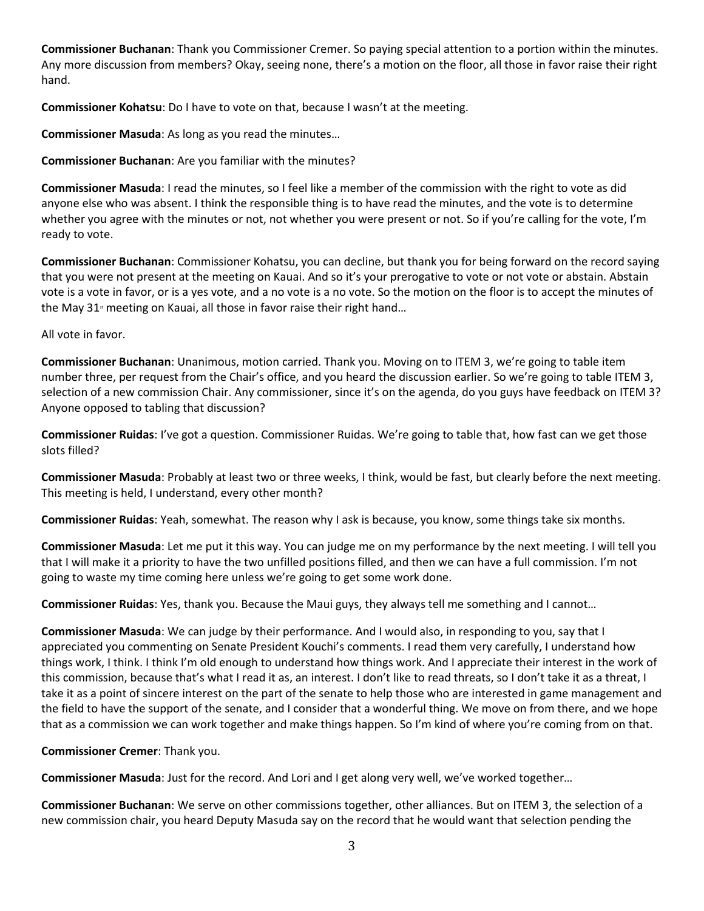**Commissioner Buchanan**: Thank you Commissioner Cremer. So paying special attention to a portion within the minutes. Any more discussion from members? Okay, seeing none, there's a motion on the floor, all those in favor raise their right hand.

**Commissioner Kohatsu**: Do I have to vote on that, because I wasn't at the meeting.

**Commissioner Masuda**: As long as you read the minutes…

**Commissioner Buchanan**: Are you familiar with the minutes?

**Commissioner Masuda**: I read the minutes, so I feel like a member of the commission with the right to vote as did anyone else who was absent. I think the responsible thing is to have read the minutes, and the vote is to determine whether you agree with the minutes or not, not whether you were present or not. So if you're calling for the vote, I'm ready to vote.

**Commissioner Buchanan**: Commissioner Kohatsu, you can decline, but thank you for being forward on the record saying that you were not present at the meeting on Kauai. And so it's your prerogative to vote or not vote or abstain. Abstain vote is a vote in favor, or is a yes vote, and a no vote is a no vote. So the motion on the floor is to accept the minutes of the May 31st meeting on Kauai, all those in favor raise their right hand…

All vote in favor.

**Commissioner Buchanan**: Unanimous, motion carried. Thank you. Moving on to ITEM 3, we're going to table item number three, per request from the Chair's office, and you heard the discussion earlier. So we're going to table ITEM 3, selection of a new commission Chair. Any commissioner, since it's on the agenda, do you guys have feedback on ITEM 3? Anyone opposed to tabling that discussion?

**Commissioner Ruidas**: I've got a question. Commissioner Ruidas. We're going to table that, how fast can we get those slots filled?

**Commissioner Masuda**: Probably at least two or three weeks, I think, would be fast, but clearly before the next meeting. This meeting is held, I understand, every other month?

**Commissioner Ruidas**: Yeah, somewhat. The reason why I ask is because, you know, some things take six months.

**Commissioner Masuda**: Let me put it this way. You can judge me on my performance by the next meeting. I will tell you that I will make it a priority to have the two unfilled positions filled, and then we can have a full commission. I'm not going to waste my time coming here unless we're going to get some work done.

**Commissioner Ruidas**: Yes, thank you. Because the Maui guys, they always tell me something and I cannot…

**Commissioner Masuda**: We can judge by their performance. And I would also, in responding to you, say that I appreciated you commenting on Senate President Kouchi's comments. I read them very carefully, I understand how things work, I think. I think I'm old enough to understand how things work. And I appreciate their interest in the work of this commission, because that's what I read it as, an interest. I don't like to read threats, so I don't take it as a threat, I take it as a point of sincere interest on the part of the senate to help those who are interested in game management and the field to have the support of the senate, and I consider that a wonderful thing. We move on from there, and we hope that as a commission we can work together and make things happen. So I'm kind of where you're coming from on that.

**Commissioner Cremer**: Thank you.

**Commissioner Masuda**: Just for the record. And Lori and I get along very well, we've worked together…

**Commissioner Buchanan**: We serve on other commissions together, other alliances. But on ITEM 3, the selection of a new commission chair, you heard Deputy Masuda say on the record that he would want that selection pending the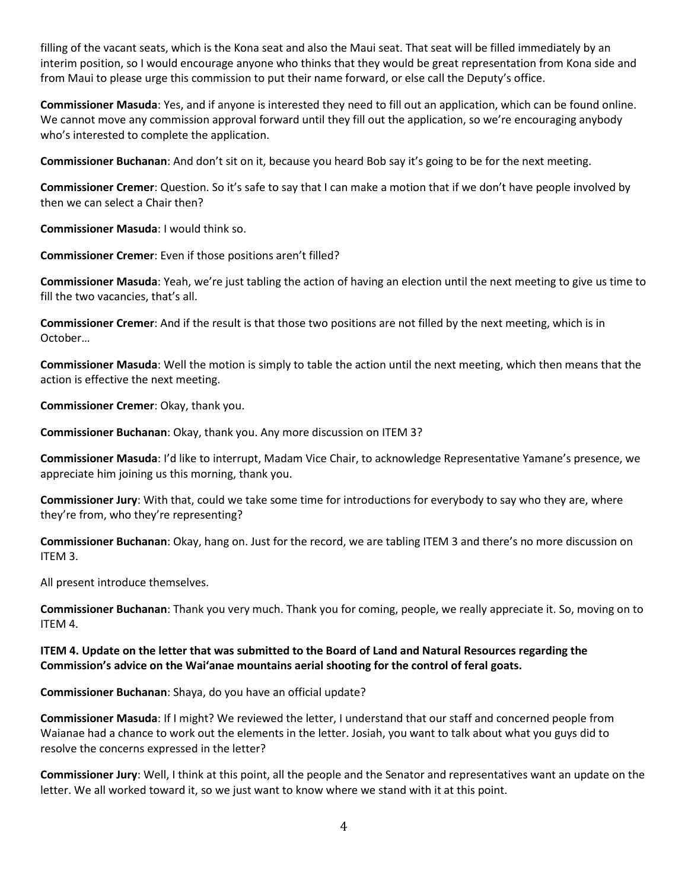filling of the vacant seats, which is the Kona seat and also the Maui seat. That seat will be filled immediately by an interim position, so I would encourage anyone who thinks that they would be great representation from Kona side and from Maui to please urge this commission to put their name forward, or else call the Deputy's office.

**Commissioner Masuda**: Yes, and if anyone is interested they need to fill out an application, which can be found online. We cannot move any commission approval forward until they fill out the application, so we're encouraging anybody who's interested to complete the application.

**Commissioner Buchanan**: And don't sit on it, because you heard Bob say it's going to be for the next meeting.

**Commissioner Cremer**: Question. So it's safe to say that I can make a motion that if we don't have people involved by then we can select a Chair then?

**Commissioner Masuda**: I would think so.

**Commissioner Cremer**: Even if those positions aren't filled?

**Commissioner Masuda**: Yeah, we're just tabling the action of having an election until the next meeting to give us time to fill the two vacancies, that's all.

**Commissioner Cremer**: And if the result is that those two positions are not filled by the next meeting, which is in October…

**Commissioner Masuda**: Well the motion is simply to table the action until the next meeting, which then means that the action is effective the next meeting.

**Commissioner Cremer**: Okay, thank you.

**Commissioner Buchanan**: Okay, thank you. Any more discussion on ITEM 3?

**Commissioner Masuda**: I'd like to interrupt, Madam Vice Chair, to acknowledge Representative Yamane's presence, we appreciate him joining us this morning, thank you.

**Commissioner Jury**: With that, could we take some time for introductions for everybody to say who they are, where they're from, who they're representing?

**Commissioner Buchanan**: Okay, hang on. Just for the record, we are tabling ITEM 3 and there's no more discussion on ITEM 3.

All present introduce themselves.

**Commissioner Buchanan**: Thank you very much. Thank you for coming, people, we really appreciate it. So, moving on to ITEM 4.

**ITEM 4. Update on the letter that was submitted to the Board of Land and Natural Resources regarding the Commission's advice on the Wai'anae mountains aerial shooting for the control of feral goats.**

**Commissioner Buchanan**: Shaya, do you have an official update?

**Commissioner Masuda**: If I might? We reviewed the letter, I understand that our staff and concerned people from Waianae had a chance to work out the elements in the letter. Josiah, you want to talk about what you guys did to resolve the concerns expressed in the letter?

**Commissioner Jury**: Well, I think at this point, all the people and the Senator and representatives want an update on the letter. We all worked toward it, so we just want to know where we stand with it at this point.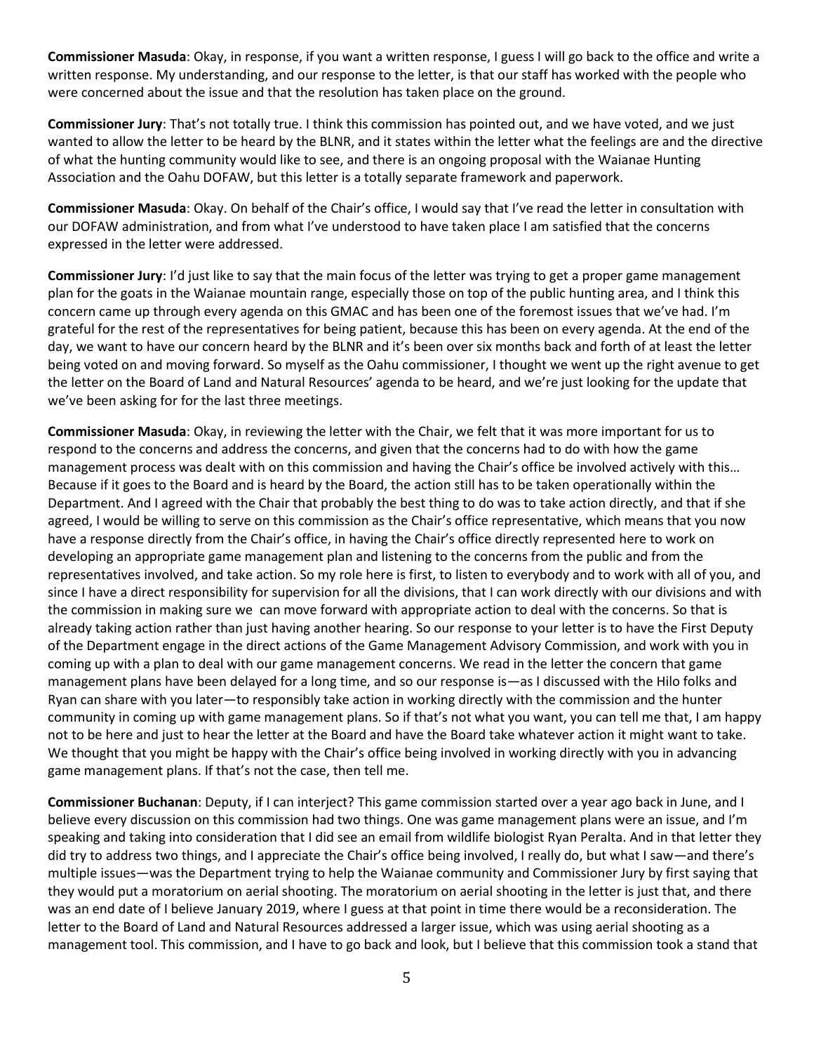**Commissioner Masuda**: Okay, in response, if you want a written response, I guess I will go back to the office and write a written response. My understanding, and our response to the letter, is that our staff has worked with the people who were concerned about the issue and that the resolution has taken place on the ground.

**Commissioner Jury**: That's not totally true. I think this commission has pointed out, and we have voted, and we just wanted to allow the letter to be heard by the BLNR, and it states within the letter what the feelings are and the directive of what the hunting community would like to see, and there is an ongoing proposal with the Waianae Hunting Association and the Oahu DOFAW, but this letter is a totally separate framework and paperwork.

**Commissioner Masuda**: Okay. On behalf of the Chair's office, I would say that I've read the letter in consultation with our DOFAW administration, and from what I've understood to have taken place I am satisfied that the concerns expressed in the letter were addressed.

**Commissioner Jury**: I'd just like to say that the main focus of the letter was trying to get a proper game management plan for the goats in the Waianae mountain range, especially those on top of the public hunting area, and I think this concern came up through every agenda on this GMAC and has been one of the foremost issues that we've had. I'm grateful for the rest of the representatives for being patient, because this has been on every agenda. At the end of the day, we want to have our concern heard by the BLNR and it's been over six months back and forth of at least the letter being voted on and moving forward. So myself as the Oahu commissioner, I thought we went up the right avenue to get the letter on the Board of Land and Natural Resources' agenda to be heard, and we're just looking for the update that we've been asking for for the last three meetings.

**Commissioner Masuda**: Okay, in reviewing the letter with the Chair, we felt that it was more important for us to respond to the concerns and address the concerns, and given that the concerns had to do with how the game management process was dealt with on this commission and having the Chair's office be involved actively with this… Because if it goes to the Board and is heard by the Board, the action still has to be taken operationally within the Department. And I agreed with the Chair that probably the best thing to do was to take action directly, and that if she agreed, I would be willing to serve on this commission as the Chair's office representative, which means that you now have a response directly from the Chair's office, in having the Chair's office directly represented here to work on developing an appropriate game management plan and listening to the concerns from the public and from the representatives involved, and take action. So my role here is first, to listen to everybody and to work with all of you, and since I have a direct responsibility for supervision for all the divisions, that I can work directly with our divisions and with the commission in making sure we can move forward with appropriate action to deal with the concerns. So that is already taking action rather than just having another hearing. So our response to your letter is to have the First Deputy of the Department engage in the direct actions of the Game Management Advisory Commission, and work with you in coming up with a plan to deal with our game management concerns. We read in the letter the concern that game management plans have been delayed for a long time, and so our response is—as I discussed with the Hilo folks and Ryan can share with you later—to responsibly take action in working directly with the commission and the hunter community in coming up with game management plans. So if that's not what you want, you can tell me that, I am happy not to be here and just to hear the letter at the Board and have the Board take whatever action it might want to take. We thought that you might be happy with the Chair's office being involved in working directly with you in advancing game management plans. If that's not the case, then tell me.

**Commissioner Buchanan**: Deputy, if I can interject? This game commission started over a year ago back in June, and I believe every discussion on this commission had two things. One was game management plans were an issue, and I'm speaking and taking into consideration that I did see an email from wildlife biologist Ryan Peralta. And in that letter they did try to address two things, and I appreciate the Chair's office being involved, I really do, but what I saw—and there's multiple issues—was the Department trying to help the Waianae community and Commissioner Jury by first saying that they would put a moratorium on aerial shooting. The moratorium on aerial shooting in the letter is just that, and there was an end date of I believe January 2019, where I guess at that point in time there would be a reconsideration. The letter to the Board of Land and Natural Resources addressed a larger issue, which was using aerial shooting as a management tool. This commission, and I have to go back and look, but I believe that this commission took a stand that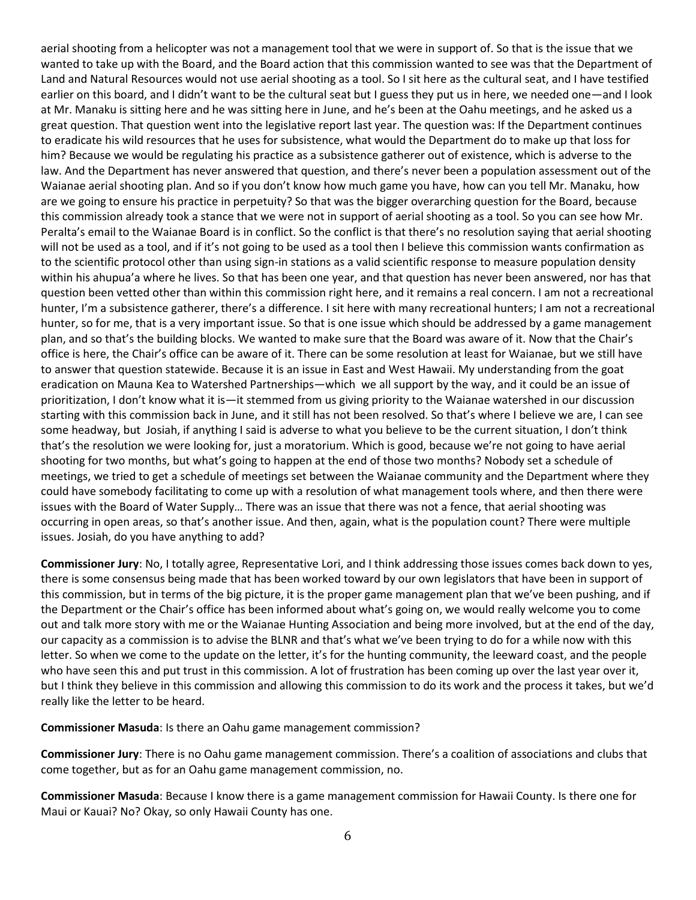aerial shooting from a helicopter was not a management tool that we were in support of. So that is the issue that we wanted to take up with the Board, and the Board action that this commission wanted to see was that the Department of Land and Natural Resources would not use aerial shooting as a tool. So I sit here as the cultural seat, and I have testified earlier on this board, and I didn't want to be the cultural seat but I guess they put us in here, we needed one—and I look at Mr. Manaku is sitting here and he was sitting here in June, and he's been at the Oahu meetings, and he asked us a great question. That question went into the legislative report last year. The question was: If the Department continues to eradicate his wild resources that he uses for subsistence, what would the Department do to make up that loss for him? Because we would be regulating his practice as a subsistence gatherer out of existence, which is adverse to the law. And the Department has never answered that question, and there's never been a population assessment out of the Waianae aerial shooting plan. And so if you don't know how much game you have, how can you tell Mr. Manaku, how are we going to ensure his practice in perpetuity? So that was the bigger overarching question for the Board, because this commission already took a stance that we were not in support of aerial shooting as a tool. So you can see how Mr. Peralta's email to the Waianae Board is in conflict. So the conflict is that there's no resolution saying that aerial shooting will not be used as a tool, and if it's not going to be used as a tool then I believe this commission wants confirmation as to the scientific protocol other than using sign-in stations as a valid scientific response to measure population density within his ahupua'a where he lives. So that has been one year, and that question has never been answered, nor has that question been vetted other than within this commission right here, and it remains a real concern. I am not a recreational hunter, I'm a subsistence gatherer, there's a difference. I sit here with many recreational hunters; I am not a recreational hunter, so for me, that is a very important issue. So that is one issue which should be addressed by a game management plan, and so that's the building blocks. We wanted to make sure that the Board was aware of it. Now that the Chair's office is here, the Chair's office can be aware of it. There can be some resolution at least for Waianae, but we still have to answer that question statewide. Because it is an issue in East and West Hawaii. My understanding from the goat eradication on Mauna Kea to Watershed Partnerships—which we all support by the way, and it could be an issue of prioritization, I don't know what it is—it stemmed from us giving priority to the Waianae watershed in our discussion starting with this commission back in June, and it still has not been resolved. So that's where I believe we are, I can see some headway, but Josiah, if anything I said is adverse to what you believe to be the current situation, I don't think that's the resolution we were looking for, just a moratorium. Which is good, because we're not going to have aerial shooting for two months, but what's going to happen at the end of those two months? Nobody set a schedule of meetings, we tried to get a schedule of meetings set between the Waianae community and the Department where they could have somebody facilitating to come up with a resolution of what management tools where, and then there were issues with the Board of Water Supply… There was an issue that there was not a fence, that aerial shooting was occurring in open areas, so that's another issue. And then, again, what is the population count? There were multiple issues. Josiah, do you have anything to add?

**Commissioner Jury**: No, I totally agree, Representative Lori, and I think addressing those issues comes back down to yes, there is some consensus being made that has been worked toward by our own legislators that have been in support of this commission, but in terms of the big picture, it is the proper game management plan that we've been pushing, and if the Department or the Chair's office has been informed about what's going on, we would really welcome you to come out and talk more story with me or the Waianae Hunting Association and being more involved, but at the end of the day, our capacity as a commission is to advise the BLNR and that's what we've been trying to do for a while now with this letter. So when we come to the update on the letter, it's for the hunting community, the leeward coast, and the people who have seen this and put trust in this commission. A lot of frustration has been coming up over the last year over it, but I think they believe in this commission and allowing this commission to do its work and the process it takes, but we'd really like the letter to be heard.

**Commissioner Masuda**: Is there an Oahu game management commission?

**Commissioner Jury**: There is no Oahu game management commission. There's a coalition of associations and clubs that come together, but as for an Oahu game management commission, no.

**Commissioner Masuda**: Because I know there is a game management commission for Hawaii County. Is there one for Maui or Kauai? No? Okay, so only Hawaii County has one.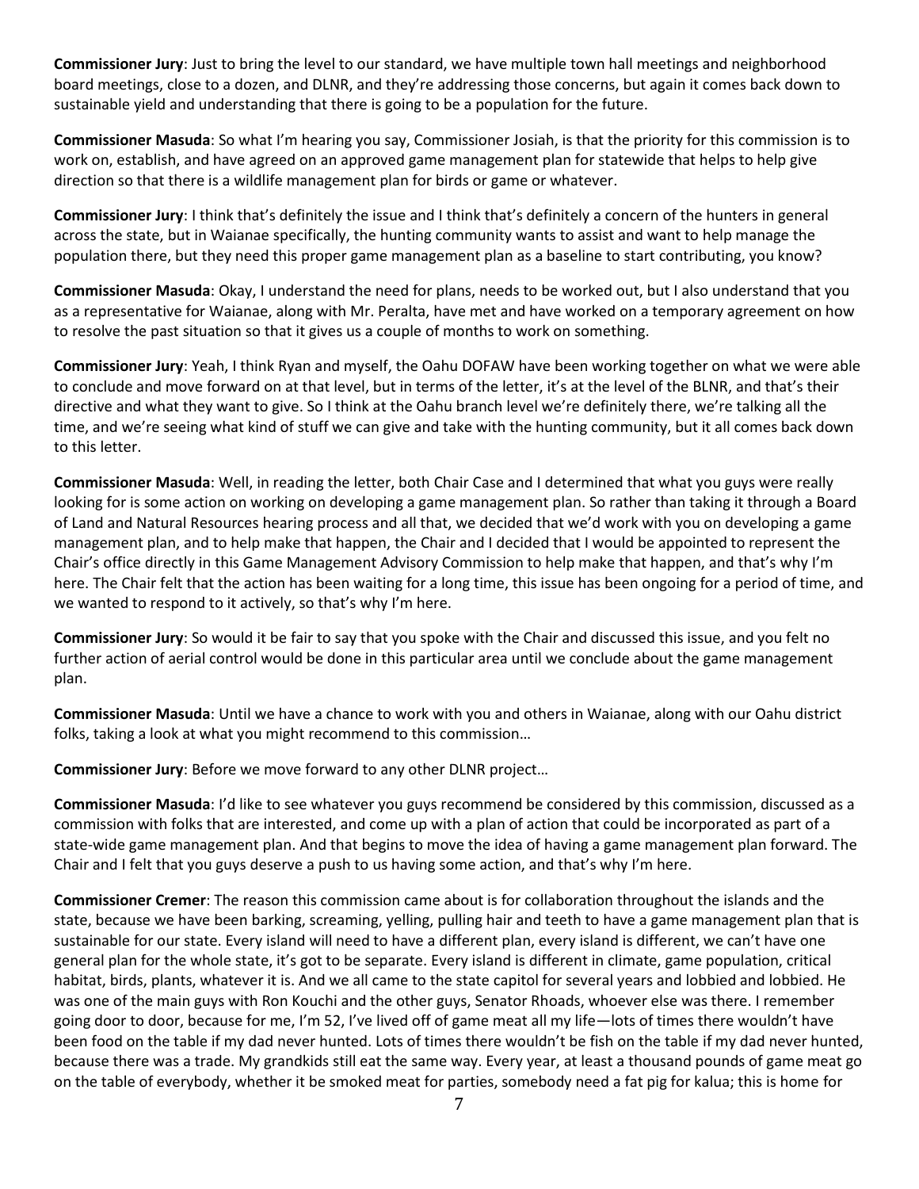**Commissioner Jury**: Just to bring the level to our standard, we have multiple town hall meetings and neighborhood board meetings, close to a dozen, and DLNR, and they're addressing those concerns, but again it comes back down to sustainable yield and understanding that there is going to be a population for the future.

**Commissioner Masuda**: So what I'm hearing you say, Commissioner Josiah, is that the priority for this commission is to work on, establish, and have agreed on an approved game management plan for statewide that helps to help give direction so that there is a wildlife management plan for birds or game or whatever.

**Commissioner Jury**: I think that's definitely the issue and I think that's definitely a concern of the hunters in general across the state, but in Waianae specifically, the hunting community wants to assist and want to help manage the population there, but they need this proper game management plan as a baseline to start contributing, you know?

**Commissioner Masuda**: Okay, I understand the need for plans, needs to be worked out, but I also understand that you as a representative for Waianae, along with Mr. Peralta, have met and have worked on a temporary agreement on how to resolve the past situation so that it gives us a couple of months to work on something.

**Commissioner Jury**: Yeah, I think Ryan and myself, the Oahu DOFAW have been working together on what we were able to conclude and move forward on at that level, but in terms of the letter, it's at the level of the BLNR, and that's their directive and what they want to give. So I think at the Oahu branch level we're definitely there, we're talking all the time, and we're seeing what kind of stuff we can give and take with the hunting community, but it all comes back down to this letter.

**Commissioner Masuda**: Well, in reading the letter, both Chair Case and I determined that what you guys were really looking for is some action on working on developing a game management plan. So rather than taking it through a Board of Land and Natural Resources hearing process and all that, we decided that we'd work with you on developing a game management plan, and to help make that happen, the Chair and I decided that I would be appointed to represent the Chair's office directly in this Game Management Advisory Commission to help make that happen, and that's why I'm here. The Chair felt that the action has been waiting for a long time, this issue has been ongoing for a period of time, and we wanted to respond to it actively, so that's why I'm here.

**Commissioner Jury**: So would it be fair to say that you spoke with the Chair and discussed this issue, and you felt no further action of aerial control would be done in this particular area until we conclude about the game management plan.

**Commissioner Masuda**: Until we have a chance to work with you and others in Waianae, along with our Oahu district folks, taking a look at what you might recommend to this commission…

**Commissioner Jury**: Before we move forward to any other DLNR project…

**Commissioner Masuda**: I'd like to see whatever you guys recommend be considered by this commission, discussed as a commission with folks that are interested, and come up with a plan of action that could be incorporated as part of a state-wide game management plan. And that begins to move the idea of having a game management plan forward. The Chair and I felt that you guys deserve a push to us having some action, and that's why I'm here.

**Commissioner Cremer**: The reason this commission came about is for collaboration throughout the islands and the state, because we have been barking, screaming, yelling, pulling hair and teeth to have a game management plan that is sustainable for our state. Every island will need to have a different plan, every island is different, we can't have one general plan for the whole state, it's got to be separate. Every island is different in climate, game population, critical habitat, birds, plants, whatever it is. And we all came to the state capitol for several years and lobbied and lobbied. He was one of the main guys with Ron Kouchi and the other guys, Senator Rhoads, whoever else was there. I remember going door to door, because for me, I'm 52, I've lived off of game meat all my life—lots of times there wouldn't have been food on the table if my dad never hunted. Lots of times there wouldn't be fish on the table if my dad never hunted, because there was a trade. My grandkids still eat the same way. Every year, at least a thousand pounds of game meat go on the table of everybody, whether it be smoked meat for parties, somebody need a fat pig for kalua; this is home for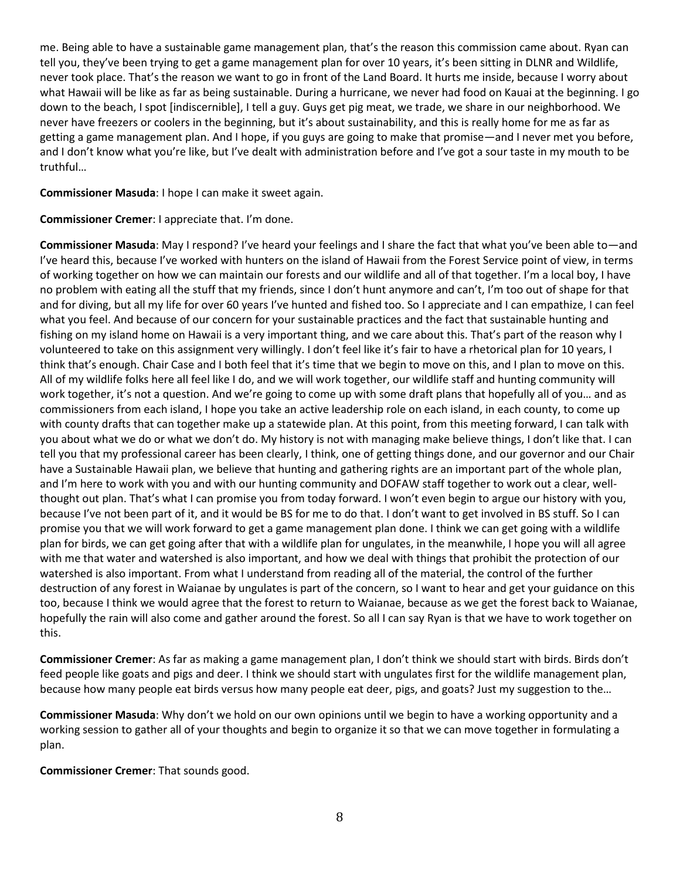me. Being able to have a sustainable game management plan, that's the reason this commission came about. Ryan can tell you, they've been trying to get a game management plan for over 10 years, it's been sitting in DLNR and Wildlife, never took place. That's the reason we want to go in front of the Land Board. It hurts me inside, because I worry about what Hawaii will be like as far as being sustainable. During a hurricane, we never had food on Kauai at the beginning. I go down to the beach, I spot [indiscernible], I tell a guy. Guys get pig meat, we trade, we share in our neighborhood. We never have freezers or coolers in the beginning, but it's about sustainability, and this is really home for me as far as getting a game management plan. And I hope, if you guys are going to make that promise—and I never met you before, and I don't know what you're like, but I've dealt with administration before and I've got a sour taste in my mouth to be truthful…

**Commissioner Masuda**: I hope I can make it sweet again.

**Commissioner Cremer**: I appreciate that. I'm done.

**Commissioner Masuda**: May I respond? I've heard your feelings and I share the fact that what you've been able to—and I've heard this, because I've worked with hunters on the island of Hawaii from the Forest Service point of view, in terms of working together on how we can maintain our forests and our wildlife and all of that together. I'm a local boy, I have no problem with eating all the stuff that my friends, since I don't hunt anymore and can't, I'm too out of shape for that and for diving, but all my life for over 60 years I've hunted and fished too. So I appreciate and I can empathize, I can feel what you feel. And because of our concern for your sustainable practices and the fact that sustainable hunting and fishing on my island home on Hawaii is a very important thing, and we care about this. That's part of the reason why I volunteered to take on this assignment very willingly. I don't feel like it's fair to have a rhetorical plan for 10 years, I think that's enough. Chair Case and I both feel that it's time that we begin to move on this, and I plan to move on this. All of my wildlife folks here all feel like I do, and we will work together, our wildlife staff and hunting community will work together, it's not a question. And we're going to come up with some draft plans that hopefully all of you… and as commissioners from each island, I hope you take an active leadership role on each island, in each county, to come up with county drafts that can together make up a statewide plan. At this point, from this meeting forward, I can talk with you about what we do or what we don't do. My history is not with managing make believe things, I don't like that. I can tell you that my professional career has been clearly, I think, one of getting things done, and our governor and our Chair have a Sustainable Hawaii plan, we believe that hunting and gathering rights are an important part of the whole plan, and I'm here to work with you and with our hunting community and DOFAW staff together to work out a clear, well-thought out plan. That's what I can promise you from today forward. I won't even begin to argue our history with you, because I've not been part of it, and it would be BS for me to do that. I don't want to get involved in BS stuff. So I can promise you that we will work forward to get a game management plan done. I think we can get going with a wildlife plan for birds, we can get going after that with a wildlife plan for ungulates, in the meanwhile, I hope you will all agree with me that water and watershed is also important, and how we deal with things that prohibit the protection of our watershed is also important. From what I understand from reading all of the material, the control of the further destruction of any forest in Waianae by ungulates is part of the concern, so I want to hear and get your guidance on this too, because I think we would agree that the forest to return to Waianae, because as we get the forest back to Waianae, hopefully the rain will also come and gather around the forest. So all I can say Ryan is that we have to work together on this.

**Commissioner Cremer**: As far as making a game management plan, I don't think we should start with birds. Birds don't feed people like goats and pigs and deer. I think we should start with ungulates first for the wildlife management plan, because how many people eat birds versus how many people eat deer, pigs, and goats? Just my suggestion to the…

**Commissioner Masuda**: Why don't we hold on our own opinions until we begin to have a working opportunity and a working session to gather all of your thoughts and begin to organize it so that we can move together in formulating a plan.

**Commissioner Cremer**: That sounds good.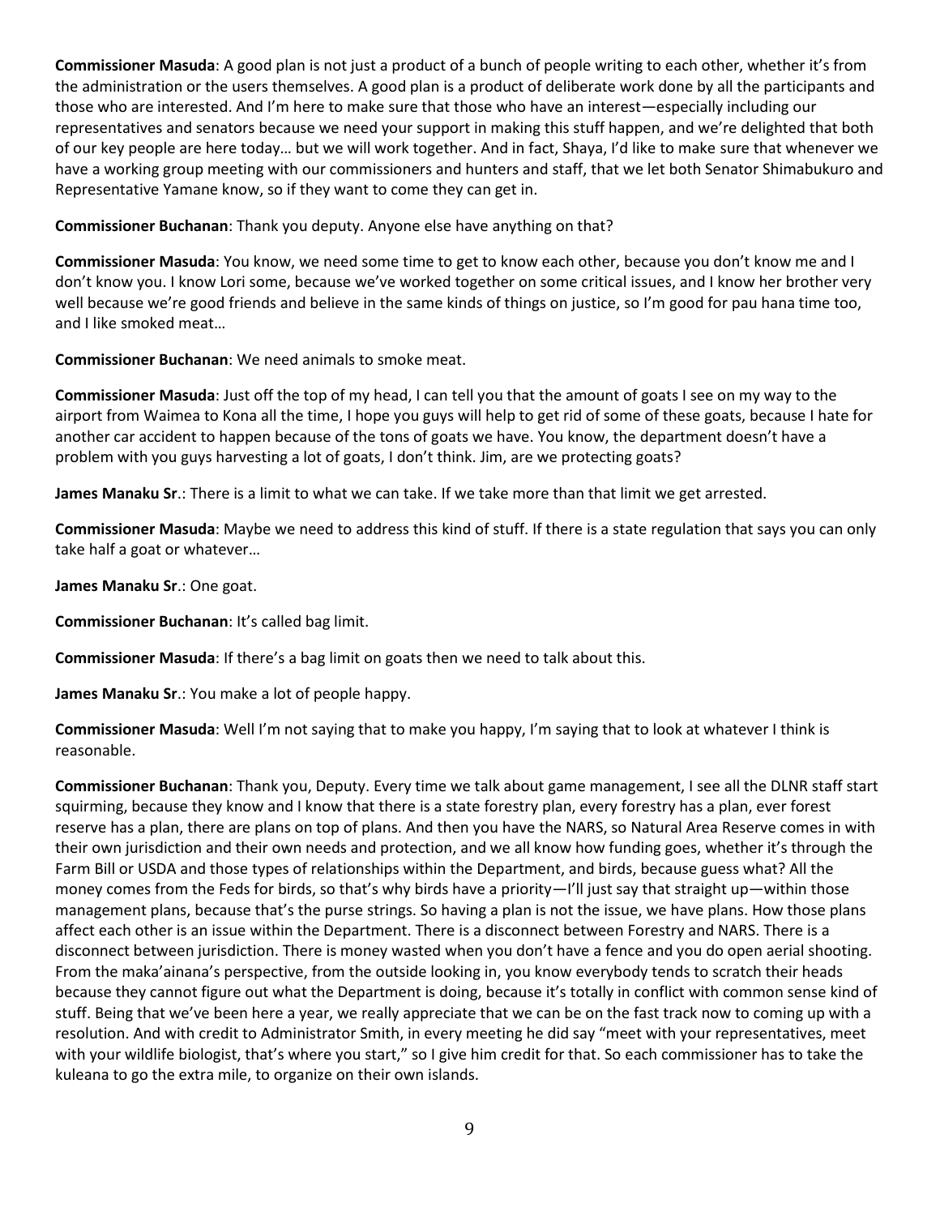**Commissioner Masuda**: A good plan is not just a product of a bunch of people writing to each other, whether it's from the administration or the users themselves. A good plan is a product of deliberate work done by all the participants and those who are interested. And I'm here to make sure that those who have an interest—especially including our representatives and senators because we need your support in making this stuff happen, and we're delighted that both of our key people are here today… but we will work together. And in fact, Shaya, I'd like to make sure that whenever we have a working group meeting with our commissioners and hunters and staff, that we let both Senator Shimabukuro and Representative Yamane know, so if they want to come they can get in.

**Commissioner Buchanan**: Thank you deputy. Anyone else have anything on that?

**Commissioner Masuda**: You know, we need some time to get to know each other, because you don't know me and I don't know you. I know Lori some, because we've worked together on some critical issues, and I know her brother very well because we're good friends and believe in the same kinds of things on justice, so I'm good for pau hana time too, and I like smoked meat…

**Commissioner Buchanan**: We need animals to smoke meat.

**Commissioner Masuda**: Just off the top of my head, I can tell you that the amount of goats I see on my way to the airport from Waimea to Kona all the time, I hope you guys will help to get rid of some of these goats, because I hate for another car accident to happen because of the tons of goats we have. You know, the department doesn't have a problem with you guys harvesting a lot of goats, I don't think. Jim, are we protecting goats?

**James Manaku Sr**.: There is a limit to what we can take. If we take more than that limit we get arrested.

**Commissioner Masuda**: Maybe we need to address this kind of stuff. If there is a state regulation that says you can only take half a goat or whatever…

**James Manaku Sr**.: One goat.

**Commissioner Buchanan**: It's called bag limit.

**Commissioner Masuda**: If there's a bag limit on goats then we need to talk about this.

**James Manaku Sr**.: You make a lot of people happy.

**Commissioner Masuda**: Well I'm not saying that to make you happy, I'm saying that to look at whatever I think is reasonable.

**Commissioner Buchanan**: Thank you, Deputy. Every time we talk about game management, I see all the DLNR staff start squirming, because they know and I know that there is a state forestry plan, every forestry has a plan, ever forest reserve has a plan, there are plans on top of plans. And then you have the NARS, so Natural Area Reserve comes in with their own jurisdiction and their own needs and protection, and we all know how funding goes, whether it's through the Farm Bill or USDA and those types of relationships within the Department, and birds, because guess what? All the money comes from the Feds for birds, so that's why birds have a priority—I'll just say that straight up—within those management plans, because that's the purse strings. So having a plan is not the issue, we have plans. How those plans affect each other is an issue within the Department. There is a disconnect between Forestry and NARS. There is a disconnect between jurisdiction. There is money wasted when you don't have a fence and you do open aerial shooting. From the maka'ainana's perspective, from the outside looking in, you know everybody tends to scratch their heads because they cannot figure out what the Department is doing, because it's totally in conflict with common sense kind of stuff. Being that we've been here a year, we really appreciate that we can be on the fast track now to coming up with a resolution. And with credit to Administrator Smith, in every meeting he did say "meet with your representatives, meet with your wildlife biologist, that's where you start," so I give him credit for that. So each commissioner has to take the kuleana to go the extra mile, to organize on their own islands.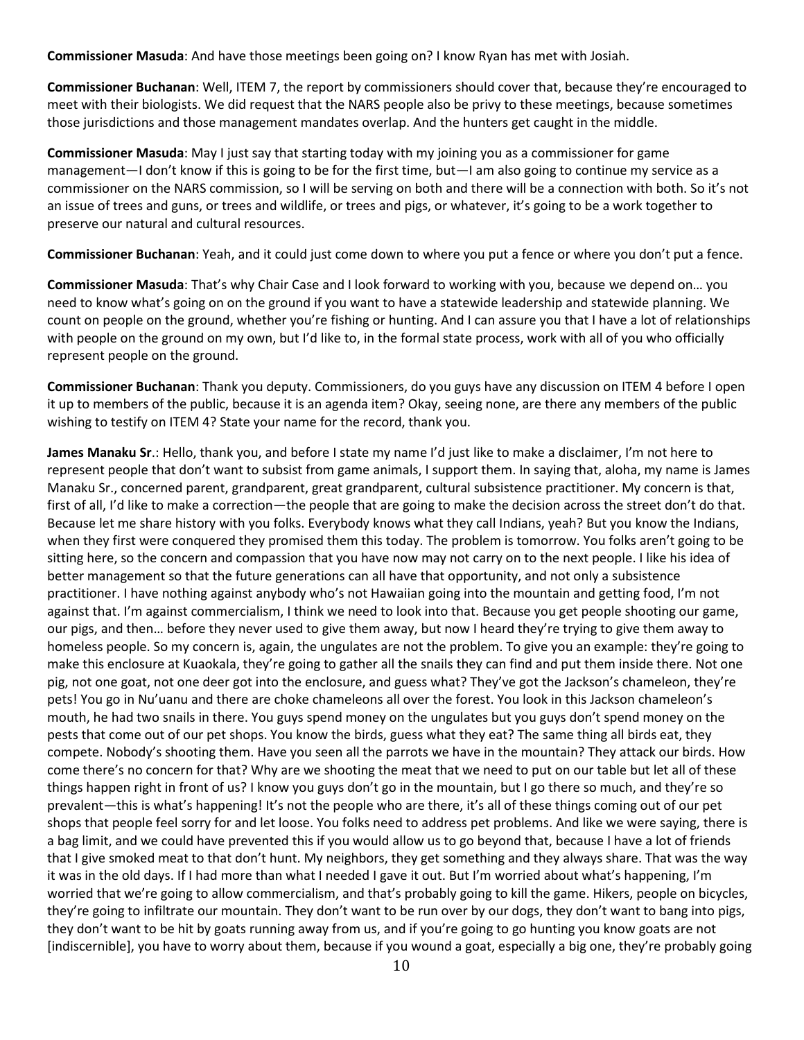**Commissioner Masuda**: And have those meetings been going on? I know Ryan has met with Josiah.

**Commissioner Buchanan**: Well, ITEM 7, the report by commissioners should cover that, because they're encouraged to meet with their biologists. We did request that the NARS people also be privy to these meetings, because sometimes those jurisdictions and those management mandates overlap. And the hunters get caught in the middle.

**Commissioner Masuda**: May I just say that starting today with my joining you as a commissioner for game management—I don't know if this is going to be for the first time, but—I am also going to continue my service as a commissioner on the NARS commission, so I will be serving on both and there will be a connection with both. So it's not an issue of trees and guns, or trees and wildlife, or trees and pigs, or whatever, it's going to be a work together to preserve our natural and cultural resources.

**Commissioner Buchanan**: Yeah, and it could just come down to where you put a fence or where you don't put a fence.

**Commissioner Masuda**: That's why Chair Case and I look forward to working with you, because we depend on… you need to know what's going on on the ground if you want to have a statewide leadership and statewide planning. We count on people on the ground, whether you're fishing or hunting. And I can assure you that I have a lot of relationships with people on the ground on my own, but I'd like to, in the formal state process, work with all of you who officially represent people on the ground.

**Commissioner Buchanan**: Thank you deputy. Commissioners, do you guys have any discussion on ITEM 4 before I open it up to members of the public, because it is an agenda item? Okay, seeing none, are there any members of the public wishing to testify on ITEM 4? State your name for the record, thank you.

**James Manaku Sr.**: Hello, thank you, and before I state my name I'd just like to make a disclaimer, I'm not here to represent people that don't want to subsist from game animals, I support them. In saying that, aloha, my name is James Manaku Sr., concerned parent, grandparent, great grandparent, cultural subsistence practitioner. My concern is that, first of all, I'd like to make a correction—the people that are going to make the decision across the street don't do that. Because let me share history with you folks. Everybody knows what they call Indians, yeah? But you know the Indians, when they first were conquered they promised them this today. The problem is tomorrow. You folks aren't going to be sitting here, so the concern and compassion that you have now may not carry on to the next people. I like his idea of better management so that the future generations can all have that opportunity, and not only a subsistence practitioner. I have nothing against anybody who's not Hawaiian going into the mountain and getting food, I'm not against that. I'm against commercialism, I think we need to look into that. Because you get people shooting our game, our pigs, and then… before they never used to give them away, but now I heard they're trying to give them away to homeless people. So my concern is, again, the ungulates are not the problem. To give you an example: they're going to make this enclosure at Kuaokala, they're going to gather all the snails they can find and put them inside there. Not one pig, not one goat, not one deer got into the enclosure, and guess what? They've got the Jackson's chameleon, they're pets! You go in Nu'uanu and there are choke chameleons all over the forest. You look in this Jackson chameleon's mouth, he had two snails in there. You guys spend money on the ungulates but you guys don't spend money on the pests that come out of our pet shops. You know the birds, guess what they eat? The same thing all birds eat, they compete. Nobody's shooting them. Have you seen all the parrots we have in the mountain? They attack our birds. How come there's no concern for that? Why are we shooting the meat that we need to put on our table but let all of these things happen right in front of us? I know you guys don't go in the mountain, but I go there so much, and they're so prevalent—this is what's happening! It's not the people who are there, it's all of these things coming out of our pet shops that people feel sorry for and let loose. You folks need to address pet problems. And like we were saying, there is a bag limit, and we could have prevented this if you would allow us to go beyond that, because I have a lot of friends that I give smoked meat to that don't hunt. My neighbors, they get something and they always share. That was the way it was in the old days. If I had more than what I needed I gave it out. But I'm worried about what's happening, I'm worried that we're going to allow commercialism, and that's probably going to kill the game. Hikers, people on bicycles, they're going to infiltrate our mountain. They don't want to be run over by our dogs, they don't want to bang into pigs, they don't want to be hit by goats running away from us, and if you're going to go hunting you know goats are not [indiscernible], you have to worry about them, because if you wound a goat, especially a big one, they're probably going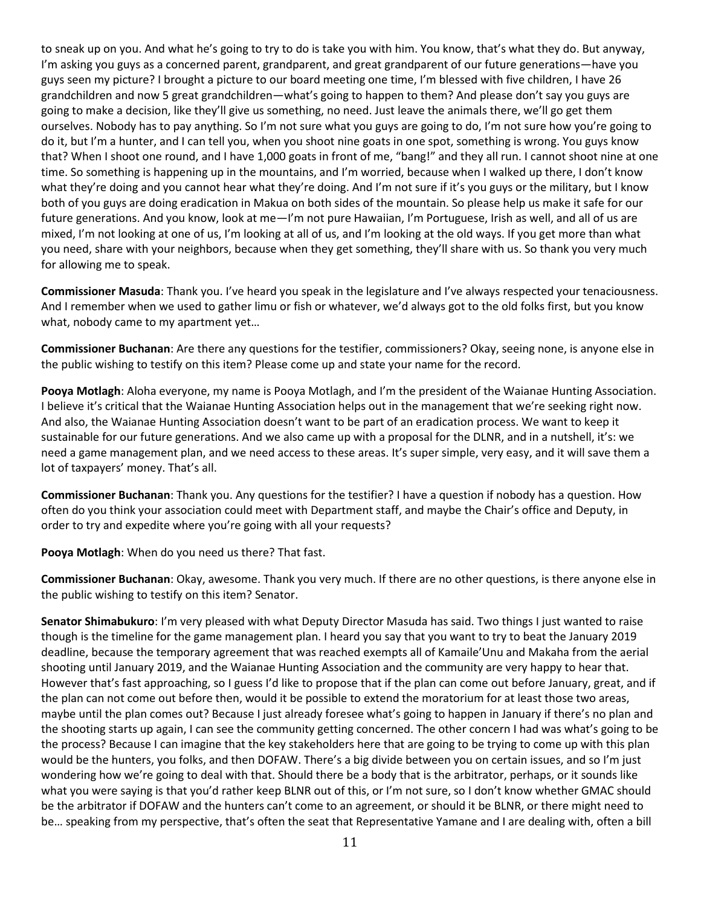to sneak up on you. And what he's going to try to do is take you with him. You know, that's what they do. But anyway, I'm asking you guys as a concerned parent, grandparent, and great grandparent of our future generations—have you guys seen my picture? I brought a picture to our board meeting one time, I'm blessed with five children, I have 26 grandchildren and now 5 great grandchildren—what's going to happen to them? And please don't say you guys are going to make a decision, like they'll give us something, no need. Just leave the animals there, we'll go get them ourselves. Nobody has to pay anything. So I'm not sure what you guys are going to do, I'm not sure how you're going to do it, but I'm a hunter, and I can tell you, when you shoot nine goats in one spot, something is wrong. You guys know that? When I shoot one round, and I have 1,000 goats in front of me, "bang!" and they all run. I cannot shoot nine at one time. So something is happening up in the mountains, and I'm worried, because when I walked up there, I don't know what they're doing and you cannot hear what they're doing. And I'm not sure if it's you guys or the military, but I know both of you guys are doing eradication in Makua on both sides of the mountain. So please help us make it safe for our future generations. And you know, look at me—I'm not pure Hawaiian, I'm Portuguese, Irish as well, and all of us are mixed, I'm not looking at one of us, I'm looking at all of us, and I'm looking at the old ways. If you get more than what you need, share with your neighbors, because when they get something, they'll share with us. So thank you very much for allowing me to speak.

**Commissioner Masuda**: Thank you. I've heard you speak in the legislature and I've always respected your tenaciousness. And I remember when we used to gather limu or fish or whatever, we'd always got to the old folks first, but you know what, nobody came to my apartment yet…

**Commissioner Buchanan**: Are there any questions for the testifier, commissioners? Okay, seeing none, is anyone else in the public wishing to testify on this item? Please come up and state your name for the record.

**Pooya Motlagh**: Aloha everyone, my name is Pooya Motlagh, and I'm the president of the Waianae Hunting Association. I believe it's critical that the Waianae Hunting Association helps out in the management that we're seeking right now. And also, the Waianae Hunting Association doesn't want to be part of an eradication process. We want to keep it sustainable for our future generations. And we also came up with a proposal for the DLNR, and in a nutshell, it's: we need a game management plan, and we need access to these areas. It's super simple, very easy, and it will save them a lot of taxpayers' money. That's all.

**Commissioner Buchanan**: Thank you. Any questions for the testifier? I have a question if nobody has a question. How often do you think your association could meet with Department staff, and maybe the Chair's office and Deputy, in order to try and expedite where you're going with all your requests?

**Pooya Motlagh**: When do you need us there? That fast.

**Commissioner Buchanan**: Okay, awesome. Thank you very much. If there are no other questions, is there anyone else in the public wishing to testify on this item? Senator.

**Senator Shimabukuro**: I'm very pleased with what Deputy Director Masuda has said. Two things I just wanted to raise though is the timeline for the game management plan. I heard you say that you want to try to beat the January 2019 deadline, because the temporary agreement that was reached exempts all of Kamaile'Unu and Makaha from the aerial shooting until January 2019, and the Waianae Hunting Association and the community are very happy to hear that. However that's fast approaching, so I guess I'd like to propose that if the plan can come out before January, great, and if the plan can not come out before then, would it be possible to extend the moratorium for at least those two areas, maybe until the plan comes out? Because I just already foresee what's going to happen in January if there's no plan and the shooting starts up again, I can see the community getting concerned. The other concern I had was what's going to be the process? Because I can imagine that the key stakeholders here that are going to be trying to come up with this plan would be the hunters, you folks, and then DOFAW. There's a big divide between you on certain issues, and so I'm just wondering how we're going to deal with that. Should there be a body that is the arbitrator, perhaps, or it sounds like what you were saying is that you'd rather keep BLNR out of this, or I'm not sure, so I don't know whether GMAC should be the arbitrator if DOFAW and the hunters can't come to an agreement, or should it be BLNR, or there might need to be… speaking from my perspective, that's often the seat that Representative Yamane and I are dealing with, often a bill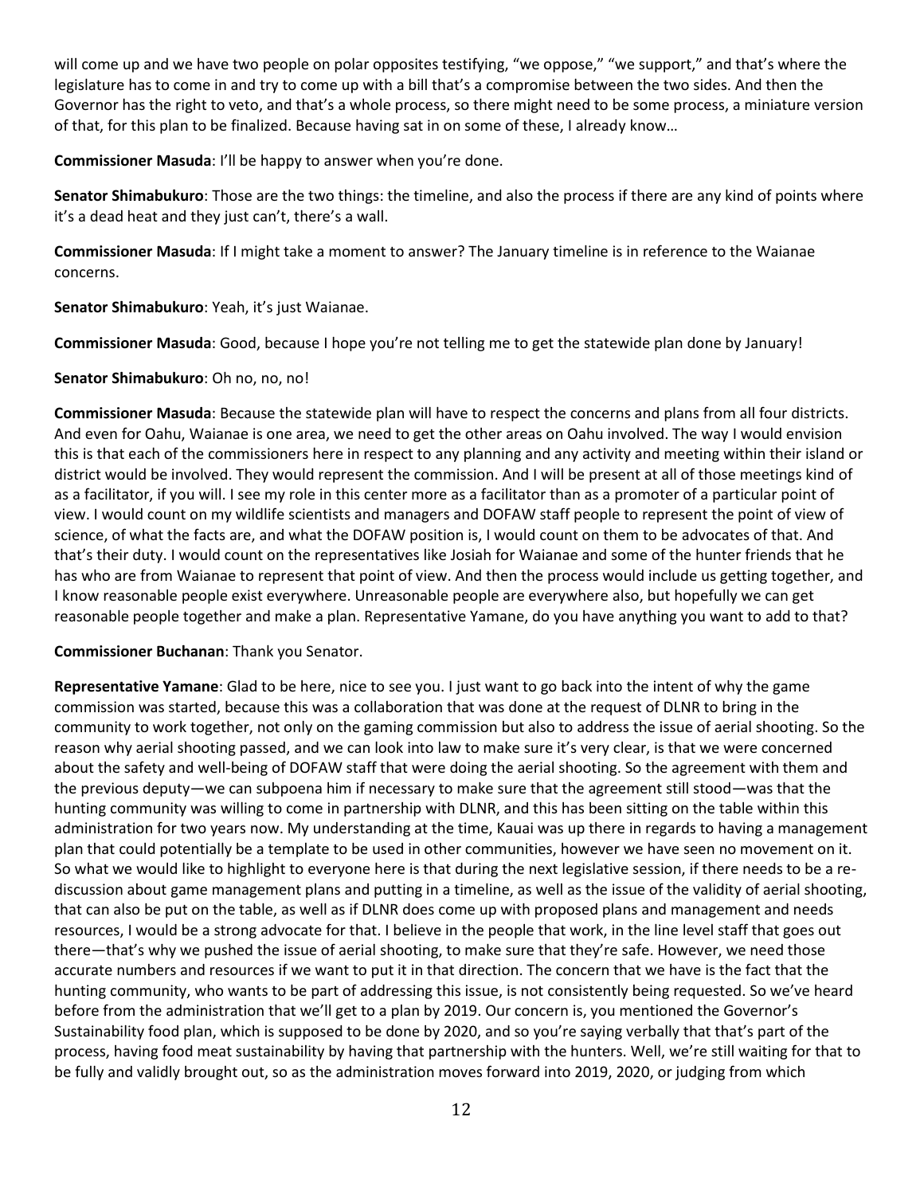will come up and we have two people on polar opposites testifying, "we oppose," "we support," and that's where the legislature has to come in and try to come up with a bill that's a compromise between the two sides. And then the Governor has the right to veto, and that's a whole process, so there might need to be some process, a miniature version of that, for this plan to be finalized. Because having sat in on some of these, I already know…

**Commissioner Masuda**: I'll be happy to answer when you're done.

**Senator Shimabukuro**: Those are the two things: the timeline, and also the process if there are any kind of points where it's a dead heat and they just can't, there's a wall.

**Commissioner Masuda**: If I might take a moment to answer? The January timeline is in reference to the Waianae concerns.

**Senator Shimabukuro**: Yeah, it's just Waianae.

**Commissioner Masuda**: Good, because I hope you're not telling me to get the statewide plan done by January!

**Senator Shimabukuro**: Oh no, no, no!

**Commissioner Masuda**: Because the statewide plan will have to respect the concerns and plans from all four districts. And even for Oahu, Waianae is one area, we need to get the other areas on Oahu involved. The way I would envision this is that each of the commissioners here in respect to any planning and any activity and meeting within their island or district would be involved. They would represent the commission. And I will be present at all of those meetings kind of as a facilitator, if you will. I see my role in this center more as a facilitator than as a promoter of a particular point of view. I would count on my wildlife scientists and managers and DOFAW staff people to represent the point of view of science, of what the facts are, and what the DOFAW position is, I would count on them to be advocates of that. And that's their duty. I would count on the representatives like Josiah for Waianae and some of the hunter friends that he has who are from Waianae to represent that point of view. And then the process would include us getting together, and I know reasonable people exist everywhere. Unreasonable people are everywhere also, but hopefully we can get reasonable people together and make a plan. Representative Yamane, do you have anything you want to add to that?

**Commissioner Buchanan**: Thank you Senator.

**Representative Yamane**: Glad to be here, nice to see you. I just want to go back into the intent of why the game commission was started, because this was a collaboration that was done at the request of DLNR to bring in the community to work together, not only on the gaming commission but also to address the issue of aerial shooting. So the reason why aerial shooting passed, and we can look into law to make sure it's very clear, is that we were concerned about the safety and well-being of DOFAW staff that were doing the aerial shooting. So the agreement with them and the previous deputy—we can subpoena him if necessary to make sure that the agreement still stood—was that the hunting community was willing to come in partnership with DLNR, and this has been sitting on the table within this administration for two years now. My understanding at the time, Kauai was up there in regards to having a management plan that could potentially be a template to be used in other communities, however we have seen no movement on it. So what we would like to highlight to everyone here is that during the next legislative session, if there needs to be a re-discussion about game management plans and putting in a timeline, as well as the issue of the validity of aerial shooting, that can also be put on the table, as well as if DLNR does come up with proposed plans and management and needs resources, I would be a strong advocate for that. I believe in the people that work, in the line level staff that goes out there—that's why we pushed the issue of aerial shooting, to make sure that they're safe. However, we need those accurate numbers and resources if we want to put it in that direction. The concern that we have is the fact that the hunting community, who wants to be part of addressing this issue, is not consistently being requested. So we've heard before from the administration that we'll get to a plan by 2019. Our concern is, you mentioned the Governor's Sustainability food plan, which is supposed to be done by 2020, and so you're saying verbally that that's part of the process, having food meat sustainability by having that partnership with the hunters. Well, we're still waiting for that to be fully and validly brought out, so as the administration moves forward into 2019, 2020, or judging from which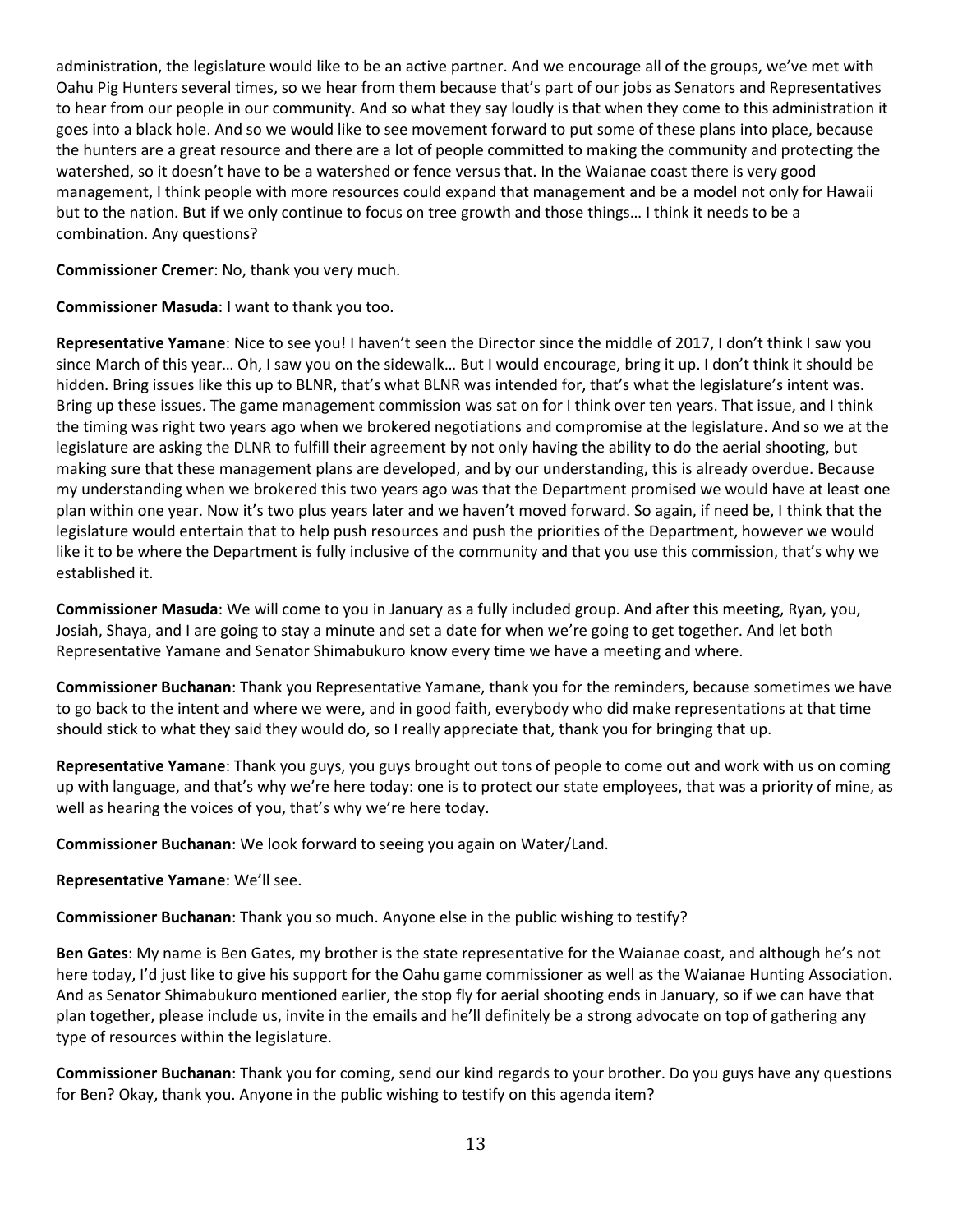administration, the legislature would like to be an active partner. And we encourage all of the groups, we've met with Oahu Pig Hunters several times, so we hear from them because that's part of our jobs as Senators and Representatives to hear from our people in our community. And so what they say loudly is that when they come to this administration it goes into a black hole. And so we would like to see movement forward to put some of these plans into place, because the hunters are a great resource and there are a lot of people committed to making the community and protecting the watershed, so it doesn't have to be a watershed or fence versus that. In the Waianae coast there is very good management, I think people with more resources could expand that management and be a model not only for Hawaii but to the nation. But if we only continue to focus on tree growth and those things… I think it needs to be a combination. Any questions?

**Commissioner Cremer**: No, thank you very much.

**Commissioner Masuda**: I want to thank you too.

**Representative Yamane**: Nice to see you! I haven't seen the Director since the middle of 2017, I don't think I saw you since March of this year… Oh, I saw you on the sidewalk… But I would encourage, bring it up. I don't think it should be hidden. Bring issues like this up to BLNR, that's what BLNR was intended for, that's what the legislature's intent was. Bring up these issues. The game management commission was sat on for I think over ten years. That issue, and I think the timing was right two years ago when we brokered negotiations and compromise at the legislature. And so we at the legislature are asking the DLNR to fulfill their agreement by not only having the ability to do the aerial shooting, but making sure that these management plans are developed, and by our understanding, this is already overdue. Because my understanding when we brokered this two years ago was that the Department promised we would have at least one plan within one year. Now it's two plus years later and we haven't moved forward. So again, if need be, I think that the legislature would entertain that to help push resources and push the priorities of the Department, however we would like it to be where the Department is fully inclusive of the community and that you use this commission, that's why we established it.

**Commissioner Masuda**: We will come to you in January as a fully included group. And after this meeting, Ryan, you, Josiah, Shaya, and I are going to stay a minute and set a date for when we're going to get together. And let both Representative Yamane and Senator Shimabukuro know every time we have a meeting and where.

**Commissioner Buchanan**: Thank you Representative Yamane, thank you for the reminders, because sometimes we have to go back to the intent and where we were, and in good faith, everybody who did make representations at that time should stick to what they said they would do, so I really appreciate that, thank you for bringing that up.

**Representative Yamane**: Thank you guys, you guys brought out tons of people to come out and work with us on coming up with language, and that's why we're here today: one is to protect our state employees, that was a priority of mine, as well as hearing the voices of you, that's why we're here today.

**Commissioner Buchanan**: We look forward to seeing you again on Water/Land.

**Representative Yamane**: We'll see.

**Commissioner Buchanan**: Thank you so much. Anyone else in the public wishing to testify?

**Ben Gates**: My name is Ben Gates, my brother is the state representative for the Waianae coast, and although he's not here today, I'd just like to give his support for the Oahu game commissioner as well as the Waianae Hunting Association. And as Senator Shimabukuro mentioned earlier, the stop fly for aerial shooting ends in January, so if we can have that plan together, please include us, invite in the emails and he'll definitely be a strong advocate on top of gathering any type of resources within the legislature.

**Commissioner Buchanan**: Thank you for coming, send our kind regards to your brother. Do you guys have any questions for Ben? Okay, thank you. Anyone in the public wishing to testify on this agenda item?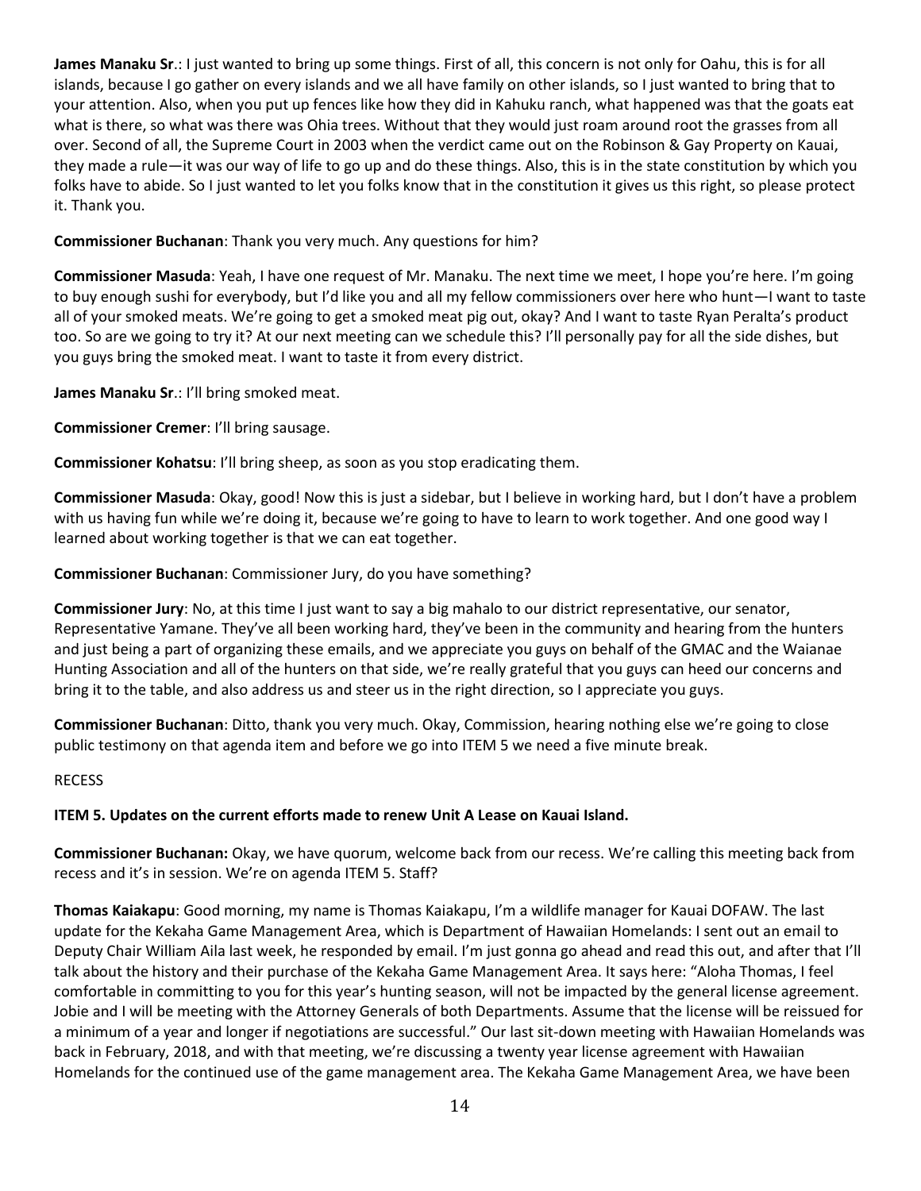**James Manaku Sr**.: I just wanted to bring up some things. First of all, this concern is not only for Oahu, this is for all islands, because I go gather on every islands and we all have family on other islands, so I just wanted to bring that to your attention. Also, when you put up fences like how they did in Kahuku ranch, what happened was that the goats eat what is there, so what was there was Ohia trees. Without that they would just roam around root the grasses from all over. Second of all, the Supreme Court in 2003 when the verdict came out on the Robinson & Gay Property on Kauai, they made a rule—it was our way of life to go up and do these things. Also, this is in the state constitution by which you folks have to abide. So I just wanted to let you folks know that in the constitution it gives us this right, so please protect it. Thank you.

**Commissioner Buchanan**: Thank you very much. Any questions for him?

**Commissioner Masuda**: Yeah, I have one request of Mr. Manaku. The next time we meet, I hope you're here. I'm going to buy enough sushi for everybody, but I'd like you and all my fellow commissioners over here who hunt—I want to taste all of your smoked meats. We're going to get a smoked meat pig out, okay? And I want to taste Ryan Peralta's product too. So are we going to try it? At our next meeting can we schedule this? I'll personally pay for all the side dishes, but you guys bring the smoked meat. I want to taste it from every district.

**James Manaku Sr**.: I'll bring smoked meat.

**Commissioner Cremer**: I'll bring sausage.

**Commissioner Kohatsu**: I'll bring sheep, as soon as you stop eradicating them.

**Commissioner Masuda**: Okay, good! Now this is just a sidebar, but I believe in working hard, but I don't have a problem with us having fun while we're doing it, because we're going to have to learn to work together. And one good way I learned about working together is that we can eat together.

**Commissioner Buchanan**: Commissioner Jury, do you have something?

**Commissioner Jury**: No, at this time I just want to say a big mahalo to our district representative, our senator, Representative Yamane. They've all been working hard, they've been in the community and hearing from the hunters and just being a part of organizing these emails, and we appreciate you guys on behalf of the GMAC and the Waianae Hunting Association and all of the hunters on that side, we're really grateful that you guys can heed our concerns and bring it to the table, and also address us and steer us in the right direction, so I appreciate you guys.

**Commissioner Buchanan**: Ditto, thank you very much. Okay, Commission, hearing nothing else we're going to close public testimony on that agenda item and before we go into ITEM 5 we need a five minute break.

RECESS

**ITEM 5. Updates on the current efforts made to renew Unit A Lease on Kauai Island.**

**Commissioner Buchanan:** Okay, we have quorum, welcome back from our recess. We're calling this meeting back from recess and it's in session. We're on agenda ITEM 5. Staff?

**Thomas Kaiakapu**: Good morning, my name is Thomas Kaiakapu, I'm a wildlife manager for Kauai DOFAW. The last update for the Kekaha Game Management Area, which is Department of Hawaiian Homelands: I sent out an email to Deputy Chair William Aila last week, he responded by email. I'm just gonna go ahead and read this out, and after that I'll talk about the history and their purchase of the Kekaha Game Management Area. It says here: "Aloha Thomas, I feel comfortable in committing to you for this year's hunting season, will not be impacted by the general license agreement. Jobie and I will be meeting with the Attorney Generals of both Departments. Assume that the license will be reissued for a minimum of a year and longer if negotiations are successful." Our last sit-down meeting with Hawaiian Homelands was back in February, 2018, and with that meeting, we're discussing a twenty year license agreement with Hawaiian Homelands for the continued use of the game management area. The Kekaha Game Management Area, we have been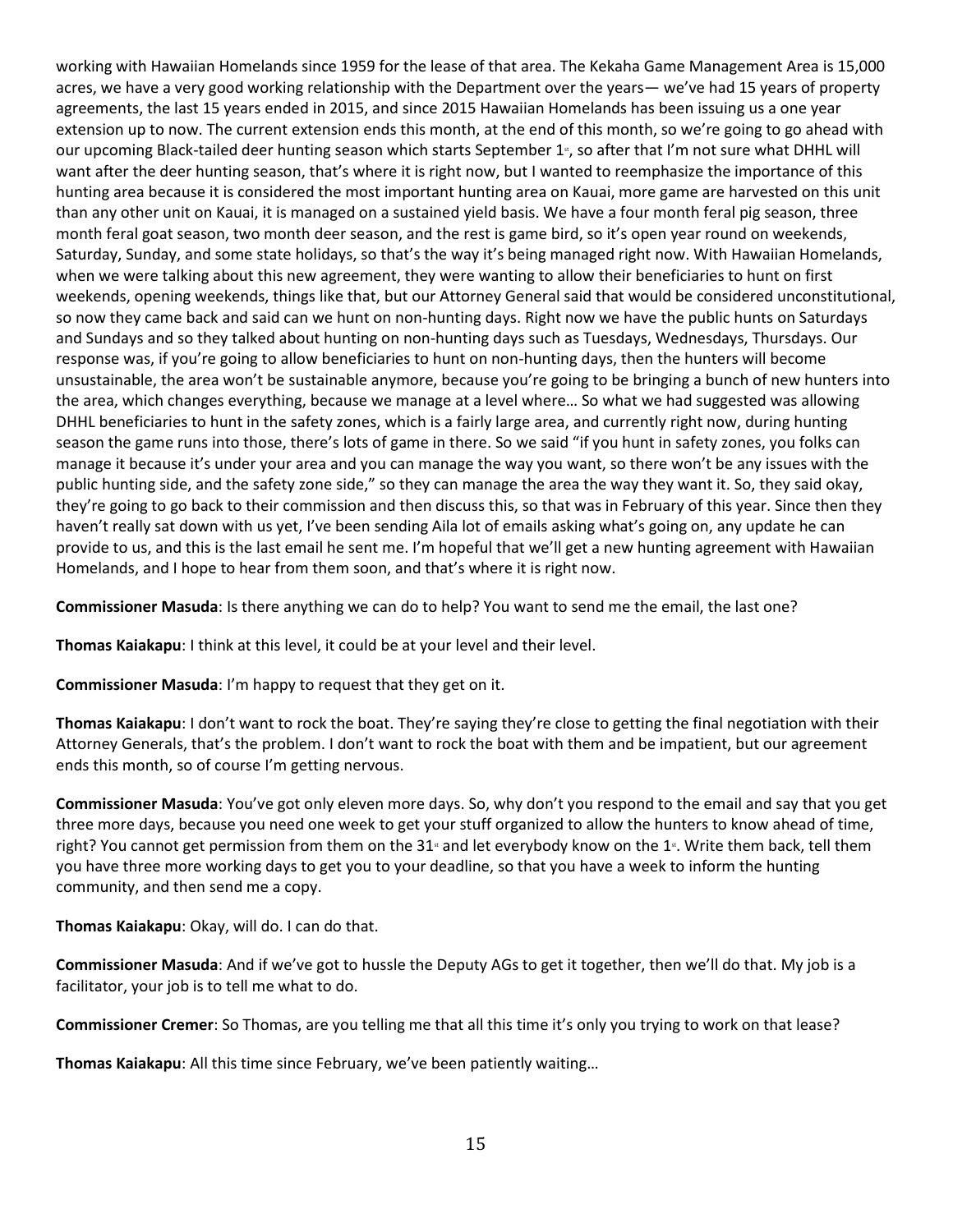working with Hawaiian Homelands since 1959 for the lease of that area. The Kekaha Game Management Area is 15,000 acres, we have a very good working relationship with the Department over the years— we've had 15 years of property agreements, the last 15 years ended in 2015, and since 2015 Hawaiian Homelands has been issuing us a one year extension up to now. The current extension ends this month, at the end of this month, so we're going to go ahead with our upcoming Black-tailed deer hunting season which starts September 1st, so after that I'm not sure what DHHL will want after the deer hunting season, that's where it is right now, but I wanted to reemphasize the importance of this hunting area because it is considered the most important hunting area on Kauai, more game are harvested on this unit than any other unit on Kauai, it is managed on a sustained yield basis. We have a four month feral pig season, three month feral goat season, two month deer season, and the rest is game bird, so it's open year round on weekends, Saturday, Sunday, and some state holidays, so that's the way it's being managed right now. With Hawaiian Homelands, when we were talking about this new agreement, they were wanting to allow their beneficiaries to hunt on first weekends, opening weekends, things like that, but our Attorney General said that would be considered unconstitutional, so now they came back and said can we hunt on non-hunting days. Right now we have the public hunts on Saturdays and Sundays and so they talked about hunting on non-hunting days such as Tuesdays, Wednesdays, Thursdays. Our response was, if you're going to allow beneficiaries to hunt on non-hunting days, then the hunters will become unsustainable, the area won't be sustainable anymore, because you're going to be bringing a bunch of new hunters into the area, which changes everything, because we manage at a level where… So what we had suggested was allowing DHHL beneficiaries to hunt in the safety zones, which is a fairly large area, and currently right now, during hunting season the game runs into those, there's lots of game in there. So we said "if you hunt in safety zones, you folks can manage it because it's under your area and you can manage the way you want, so there won't be any issues with the public hunting side, and the safety zone side," so they can manage the area the way they want it. So, they said okay, they're going to go back to their commission and then discuss this, so that was in February of this year. Since then they haven't really sat down with us yet, I've been sending Aila lot of emails asking what's going on, any update he can provide to us, and this is the last email he sent me. I'm hopeful that we'll get a new hunting agreement with Hawaiian Homelands, and I hope to hear from them soon, and that's where it is right now.

**Commissioner Masuda**: Is there anything we can do to help? You want to send me the email, the last one?

**Thomas Kaiakapu**: I think at this level, it could be at your level and their level.

**Commissioner Masuda**: I'm happy to request that they get on it.

**Thomas Kaiakapu**: I don't want to rock the boat. They're saying they're close to getting the final negotiation with their Attorney Generals, that's the problem. I don't want to rock the boat with them and be impatient, but our agreement ends this month, so of course I'm getting nervous.

**Commissioner Masuda**: You've got only eleven more days. So, why don't you respond to the email and say that you get three more days, because you need one week to get your stuff organized to allow the hunters to know ahead of time, right? You cannot get permission from them on the 31st and let everybody know on the 1st. Write them back, tell them you have three more working days to get you to your deadline, so that you have a week to inform the hunting community, and then send me a copy.

**Thomas Kaiakapu**: Okay, will do. I can do that.

**Commissioner Masuda**: And if we've got to hussle the Deputy AGs to get it together, then we'll do that. My job is a facilitator, your job is to tell me what to do.

**Commissioner Cremer**: So Thomas, are you telling me that all this time it's only you trying to work on that lease?

**Thomas Kaiakapu**: All this time since February, we've been patiently waiting…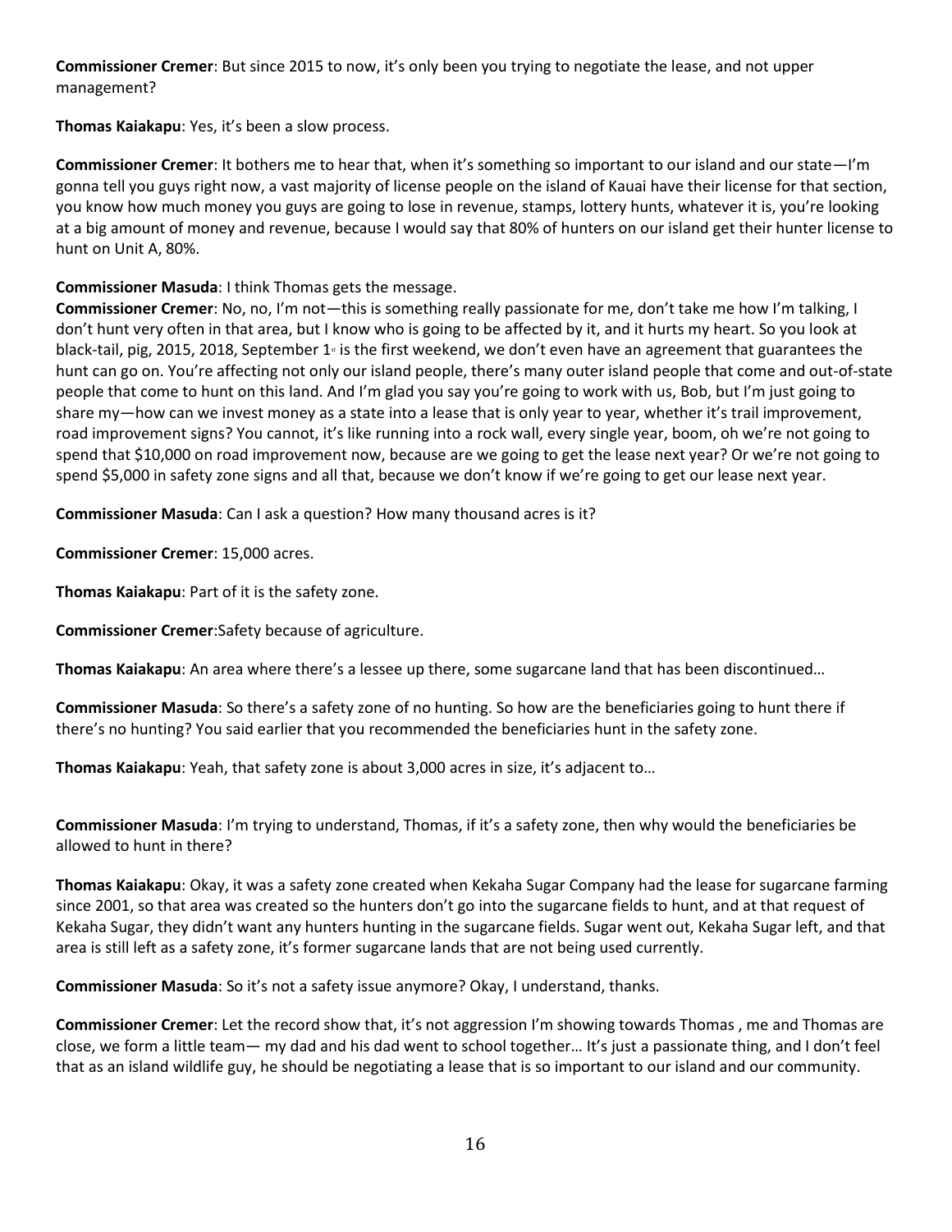**Commissioner Cremer**: But since 2015 to now, it's only been you trying to negotiate the lease, and not upper management?

**Thomas Kaiakapu**: Yes, it's been a slow process.

**Commissioner Cremer**: It bothers me to hear that, when it's something so important to our island and our state—I'm gonna tell you guys right now, a vast majority of license people on the island of Kauai have their license for that section, you know how much money you guys are going to lose in revenue, stamps, lottery hunts, whatever it is, you're looking at a big amount of money and revenue, because I would say that 80% of hunters on our island get their hunter license to hunt on Unit A, 80%.

**Commissioner Masuda**: I think Thomas gets the message.

**Commissioner Cremer**: No, no, I'm not—this is something really passionate for me, don't take me how I'm talking, I don't hunt very often in that area, but I know who is going to be affected by it, and it hurts my heart. So you look at black-tail, pig, 2015, 2018, September 1st is the first weekend, we don't even have an agreement that guarantees the hunt can go on. You're affecting not only our island people, there's many outer island people that come and out-of-state people that come to hunt on this land. And I'm glad you say you're going to work with us, Bob, but I'm just going to share my—how can we invest money as a state into a lease that is only year to year, whether it's trail improvement, road improvement signs? You cannot, it's like running into a rock wall, every single year, boom, oh we're not going to spend that $10,000 on road improvement now, because are we going to get the lease next year? Or we're not going to spend $5,000 in safety zone signs and all that, because we don't know if we're going to get our lease next year.

**Commissioner Masuda**: Can I ask a question? How many thousand acres is it?

**Commissioner Cremer**: 15,000 acres.

**Thomas Kaiakapu**: Part of it is the safety zone.

**Commissioner Cremer**:Safety because of agriculture.

**Thomas Kaiakapu**: An area where there's a lessee up there, some sugarcane land that has been discontinued…

**Commissioner Masuda**: So there's a safety zone of no hunting. So how are the beneficiaries going to hunt there if there's no hunting? You said earlier that you recommended the beneficiaries hunt in the safety zone.

**Thomas Kaiakapu**: Yeah, that safety zone is about 3,000 acres in size, it's adjacent to…

**Commissioner Masuda**: I'm trying to understand, Thomas, if it's a safety zone, then why would the beneficiaries be allowed to hunt in there?

**Thomas Kaiakapu**: Okay, it was a safety zone created when Kekaha Sugar Company had the lease for sugarcane farming since 2001, so that area was created so the hunters don't go into the sugarcane fields to hunt, and at that request of Kekaha Sugar, they didn't want any hunters hunting in the sugarcane fields. Sugar went out, Kekaha Sugar left, and that area is still left as a safety zone, it's former sugarcane lands that are not being used currently.

**Commissioner Masuda**: So it's not a safety issue anymore? Okay, I understand, thanks.

**Commissioner Cremer**: Let the record show that, it's not aggression I'm showing towards Thomas , me and Thomas are close, we form a little team— my dad and his dad went to school together… It's just a passionate thing, and I don't feel that as an island wildlife guy, he should be negotiating a lease that is so important to our island and our community.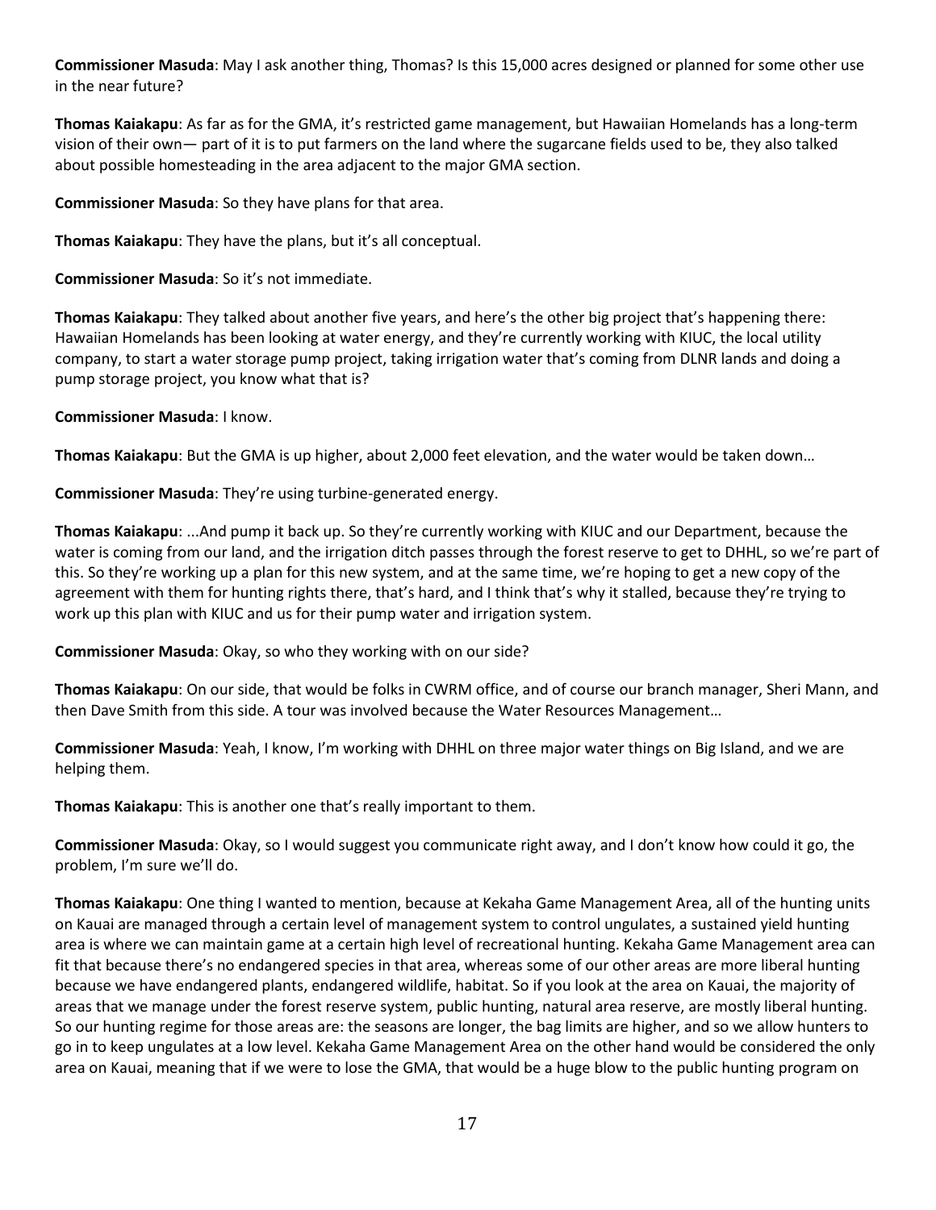**Commissioner Masuda**: May I ask another thing, Thomas? Is this 15,000 acres designed or planned for some other use in the near future?

**Thomas Kaiakapu**: As far as for the GMA, it's restricted game management, but Hawaiian Homelands has a long-term vision of their own— part of it is to put farmers on the land where the sugarcane fields used to be, they also talked about possible homesteading in the area adjacent to the major GMA section.

**Commissioner Masuda**: So they have plans for that area.

**Thomas Kaiakapu**: They have the plans, but it's all conceptual.

**Commissioner Masuda**: So it's not immediate.

**Thomas Kaiakapu**: They talked about another five years, and here's the other big project that's happening there: Hawaiian Homelands has been looking at water energy, and they're currently working with KIUC, the local utility company, to start a water storage pump project, taking irrigation water that's coming from DLNR lands and doing a pump storage project, you know what that is?

**Commissioner Masuda**: I know.

**Thomas Kaiakapu**: But the GMA is up higher, about 2,000 feet elevation, and the water would be taken down…

**Commissioner Masuda**: They're using turbine-generated energy.

**Thomas Kaiakapu**: ...And pump it back up. So they're currently working with KIUC and our Department, because the water is coming from our land, and the irrigation ditch passes through the forest reserve to get to DHHL, so we're part of this. So they're working up a plan for this new system, and at the same time, we're hoping to get a new copy of the agreement with them for hunting rights there, that's hard, and I think that's why it stalled, because they're trying to work up this plan with KIUC and us for their pump water and irrigation system.

**Commissioner Masuda**: Okay, so who they working with on our side?

**Thomas Kaiakapu**: On our side, that would be folks in CWRM office, and of course our branch manager, Sheri Mann, and then Dave Smith from this side. A tour was involved because the Water Resources Management…

**Commissioner Masuda**: Yeah, I know, I'm working with DHHL on three major water things on Big Island, and we are helping them.

**Thomas Kaiakapu**: This is another one that's really important to them.

**Commissioner Masuda**: Okay, so I would suggest you communicate right away, and I don't know how could it go, the problem, I'm sure we'll do.

**Thomas Kaiakapu**: One thing I wanted to mention, because at Kekaha Game Management Area, all of the hunting units on Kauai are managed through a certain level of management system to control ungulates, a sustained yield hunting area is where we can maintain game at a certain high level of recreational hunting. Kekaha Game Management area can fit that because there's no endangered species in that area, whereas some of our other areas are more liberal hunting because we have endangered plants, endangered wildlife, habitat. So if you look at the area on Kauai, the majority of areas that we manage under the forest reserve system, public hunting, natural area reserve, are mostly liberal hunting. So our hunting regime for those areas are: the seasons are longer, the bag limits are higher, and so we allow hunters to go in to keep ungulates at a low level. Kekaha Game Management Area on the other hand would be considered the only area on Kauai, meaning that if we were to lose the GMA, that would be a huge blow to the public hunting program on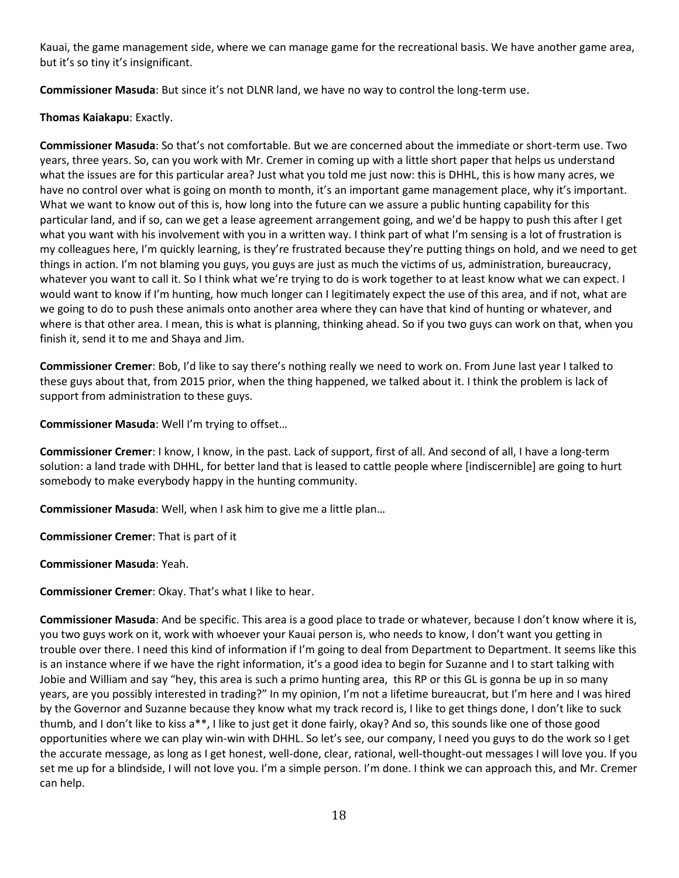Kauai, the game management side, where we can manage game for the recreational basis. We have another game area, but it's so tiny it's insignificant.

**Commissioner Masuda**: But since it's not DLNR land, we have no way to control the long-term use.

**Thomas Kaiakapu**: Exactly.

**Commissioner Masuda**: So that's not comfortable. But we are concerned about the immediate or short-term use. Two years, three years. So, can you work with Mr. Cremer in coming up with a little short paper that helps us understand what the issues are for this particular area? Just what you told me just now: this is DHHL, this is how many acres, we have no control over what is going on month to month, it's an important game management place, why it's important. What we want to know out of this is, how long into the future can we assure a public hunting capability for this particular land, and if so, can we get a lease agreement arrangement going, and we'd be happy to push this after I get what you want with his involvement with you in a written way. I think part of what I'm sensing is a lot of frustration is my colleagues here, I'm quickly learning, is they're frustrated because they're putting things on hold, and we need to get things in action. I'm not blaming you guys, you guys are just as much the victims of us, administration, bureaucracy, whatever you want to call it. So I think what we're trying to do is work together to at least know what we can expect. I would want to know if I'm hunting, how much longer can I legitimately expect the use of this area, and if not, what are we going to do to push these animals onto another area where they can have that kind of hunting or whatever, and where is that other area. I mean, this is what is planning, thinking ahead. So if you two guys can work on that, when you finish it, send it to me and Shaya and Jim.

**Commissioner Cremer**: Bob, I'd like to say there's nothing really we need to work on. From June last year I talked to these guys about that, from 2015 prior, when the thing happened, we talked about it. I think the problem is lack of support from administration to these guys.

**Commissioner Masuda**: Well I'm trying to offset…

**Commissioner Cremer**: I know, I know, in the past. Lack of support, first of all. And second of all, I have a long-term solution: a land trade with DHHL, for better land that is leased to cattle people where [indiscernible] are going to hurt somebody to make everybody happy in the hunting community.

**Commissioner Masuda**: Well, when I ask him to give me a little plan…

**Commissioner Cremer**: That is part of it

**Commissioner Masuda**: Yeah.

**Commissioner Cremer**: Okay. That's what I like to hear.

**Commissioner Masuda**: And be specific. This area is a good place to trade or whatever, because I don't know where it is, you two guys work on it, work with whoever your Kauai person is, who needs to know, I don't want you getting in trouble over there. I need this kind of information if I'm going to deal from Department to Department. It seems like this is an instance where if we have the right information, it's a good idea to begin for Suzanne and I to start talking with Jobie and William and say "hey, this area is such a primo hunting area, this RP or this GL is gonna be up in so many years, are you possibly interested in trading?" In my opinion, I'm not a lifetime bureaucrat, but I'm here and I was hired by the Governor and Suzanne because they know what my track record is, I like to get things done, I don't like to suck thumb, and I don't like to kiss a**, I like to just get it done fairly, okay? And so, this sounds like one of those good opportunities where we can play win-win with DHHL. So let's see, our company, I need you guys to do the work so I get the accurate message, as long as I get honest, well-done, clear, rational, well-thought-out messages I will love you. If you set me up for a blindside, I will not love you. I'm a simple person. I'm done. I think we can approach this, and Mr. Cremer can help.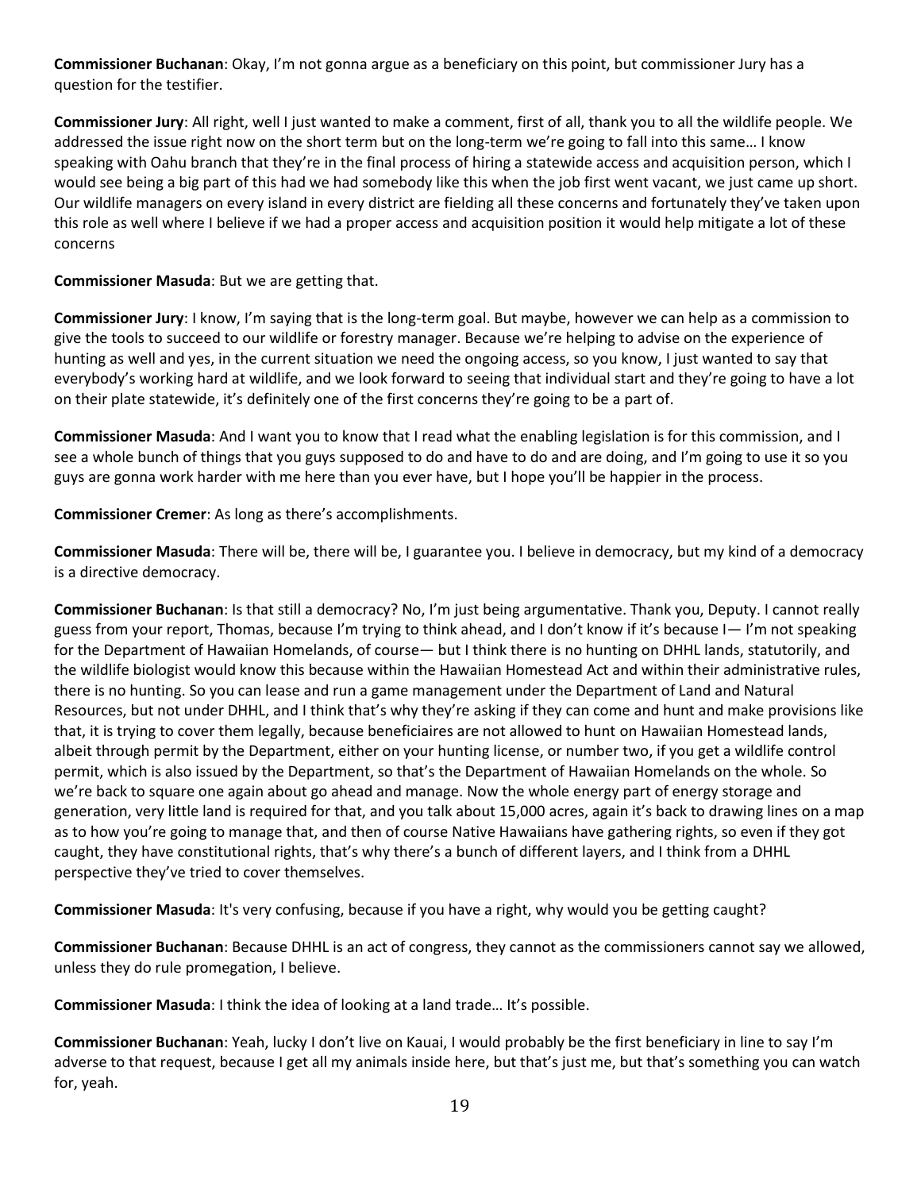**Commissioner Buchanan**: Okay, I'm not gonna argue as a beneficiary on this point, but commissioner Jury has a question for the testifier.

**Commissioner Jury**: All right, well I just wanted to make a comment, first of all, thank you to all the wildlife people. We addressed the issue right now on the short term but on the long-term we're going to fall into this same… I know speaking with Oahu branch that they're in the final process of hiring a statewide access and acquisition person, which I would see being a big part of this had we had somebody like this when the job first went vacant, we just came up short. Our wildlife managers on every island in every district are fielding all these concerns and fortunately they've taken upon this role as well where I believe if we had a proper access and acquisition position it would help mitigate a lot of these concerns

**Commissioner Masuda**: But we are getting that.

**Commissioner Jury**: I know, I'm saying that is the long-term goal. But maybe, however we can help as a commission to give the tools to succeed to our wildlife or forestry manager. Because we're helping to advise on the experience of hunting as well and yes, in the current situation we need the ongoing access, so you know, I just wanted to say that everybody's working hard at wildlife, and we look forward to seeing that individual start and they're going to have a lot on their plate statewide, it's definitely one of the first concerns they're going to be a part of.

**Commissioner Masuda**: And I want you to know that I read what the enabling legislation is for this commission, and I see a whole bunch of things that you guys supposed to do and have to do and are doing, and I'm going to use it so you guys are gonna work harder with me here than you ever have, but I hope you'll be happier in the process.

**Commissioner Cremer**: As long as there's accomplishments.

**Commissioner Masuda**: There will be, there will be, I guarantee you. I believe in democracy, but my kind of a democracy is a directive democracy.

**Commissioner Buchanan**: Is that still a democracy? No, I'm just being argumentative. Thank you, Deputy. I cannot really guess from your report, Thomas, because I'm trying to think ahead, and I don't know if it's because I— I'm not speaking for the Department of Hawaiian Homelands, of course— but I think there is no hunting on DHHL lands, statutorily, and the wildlife biologist would know this because within the Hawaiian Homestead Act and within their administrative rules, there is no hunting. So you can lease and run a game management under the Department of Land and Natural Resources, but not under DHHL, and I think that's why they're asking if they can come and hunt and make provisions like that, it is trying to cover them legally, because beneficiaires are not allowed to hunt on Hawaiian Homestead lands, albeit through permit by the Department, either on your hunting license, or number two, if you get a wildlife control permit, which is also issued by the Department, so that's the Department of Hawaiian Homelands on the whole. So we're back to square one again about go ahead and manage. Now the whole energy part of energy storage and generation, very little land is required for that, and you talk about 15,000 acres, again it's back to drawing lines on a map as to how you're going to manage that, and then of course Native Hawaiians have gathering rights, so even if they got caught, they have constitutional rights, that's why there's a bunch of different layers, and I think from a DHHL perspective they've tried to cover themselves.

**Commissioner Masuda**: It's very confusing, because if you have a right, why would you be getting caught?

**Commissioner Buchanan**: Because DHHL is an act of congress, they cannot as the commissioners cannot say we allowed, unless they do rule promegation, I believe.

**Commissioner Masuda**: I think the idea of looking at a land trade… It's possible.

**Commissioner Buchanan**: Yeah, lucky I don't live on Kauai, I would probably be the first beneficiary in line to say I'm adverse to that request, because I get all my animals inside here, but that's just me, but that's something you can watch for, yeah.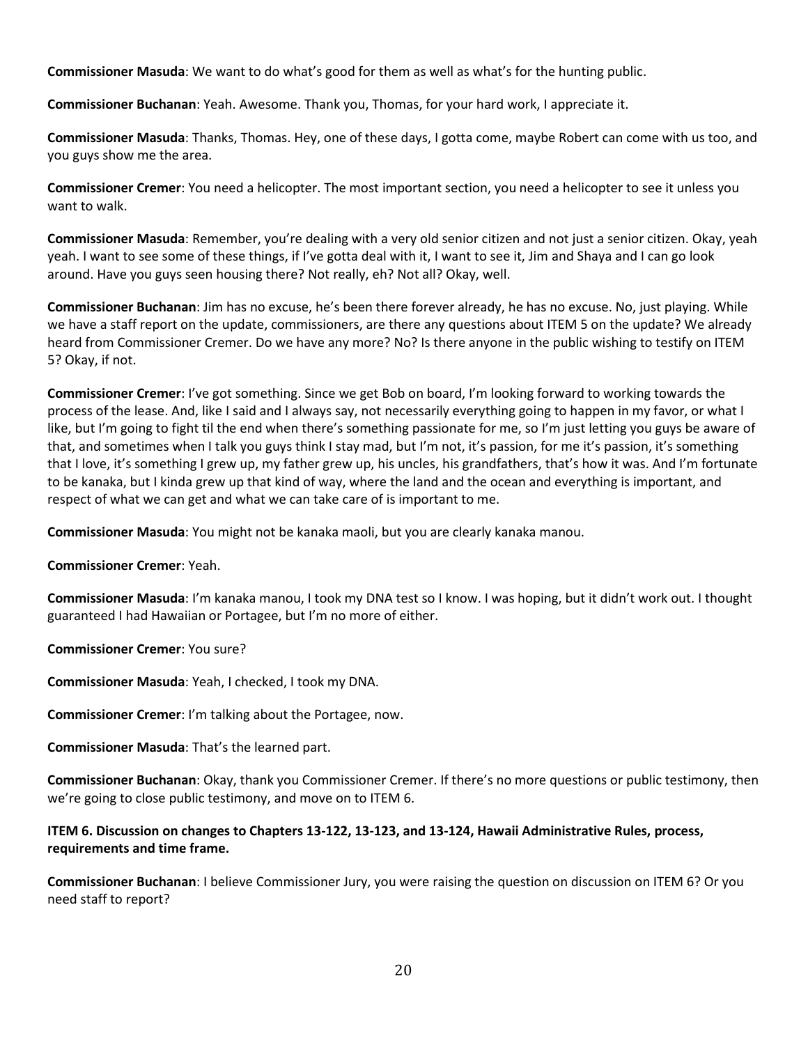**Commissioner Masuda**: We want to do what's good for them as well as what's for the hunting public.

**Commissioner Buchanan**: Yeah. Awesome. Thank you, Thomas, for your hard work, I appreciate it.

**Commissioner Masuda**: Thanks, Thomas. Hey, one of these days, I gotta come, maybe Robert can come with us too, and you guys show me the area.

**Commissioner Cremer**: You need a helicopter. The most important section, you need a helicopter to see it unless you want to walk.

**Commissioner Masuda**: Remember, you're dealing with a very old senior citizen and not just a senior citizen. Okay, yeah yeah. I want to see some of these things, if I've gotta deal with it, I want to see it, Jim and Shaya and I can go look around. Have you guys seen housing there? Not really, eh? Not all? Okay, well.

**Commissioner Buchanan**: Jim has no excuse, he's been there forever already, he has no excuse. No, just playing. While we have a staff report on the update, commissioners, are there any questions about ITEM 5 on the update? We already heard from Commissioner Cremer. Do we have any more? No? Is there anyone in the public wishing to testify on ITEM 5? Okay, if not.

**Commissioner Cremer**: I've got something. Since we get Bob on board, I'm looking forward to working towards the process of the lease. And, like I said and I always say, not necessarily everything going to happen in my favor, or what I like, but I'm going to fight til the end when there's something passionate for me, so I'm just letting you guys be aware of that, and sometimes when I talk you guys think I stay mad, but I'm not, it's passion, for me it's passion, it's something that I love, it's something I grew up, my father grew up, his uncles, his grandfathers, that's how it was. And I'm fortunate to be kanaka, but I kinda grew up that kind of way, where the land and the ocean and everything is important, and respect of what we can get and what we can take care of is important to me.

**Commissioner Masuda**: You might not be kanaka maoli, but you are clearly kanaka manou.

**Commissioner Cremer**: Yeah.

**Commissioner Masuda**: I'm kanaka manou, I took my DNA test so I know. I was hoping, but it didn't work out. I thought guaranteed I had Hawaiian or Portagee, but I'm no more of either.

**Commissioner Cremer**: You sure?

**Commissioner Masuda**: Yeah, I checked, I took my DNA.

**Commissioner Cremer**: I'm talking about the Portagee, now.

**Commissioner Masuda**: That's the learned part.

**Commissioner Buchanan**: Okay, thank you Commissioner Cremer. If there's no more questions or public testimony, then we're going to close public testimony, and move on to ITEM 6.

**ITEM 6. Discussion on changes to Chapters 13-122, 13-123, and 13-124, Hawaii Administrative Rules, process, requirements and time frame.**

**Commissioner Buchanan**: I believe Commissioner Jury, you were raising the question on discussion on ITEM 6? Or you need staff to report?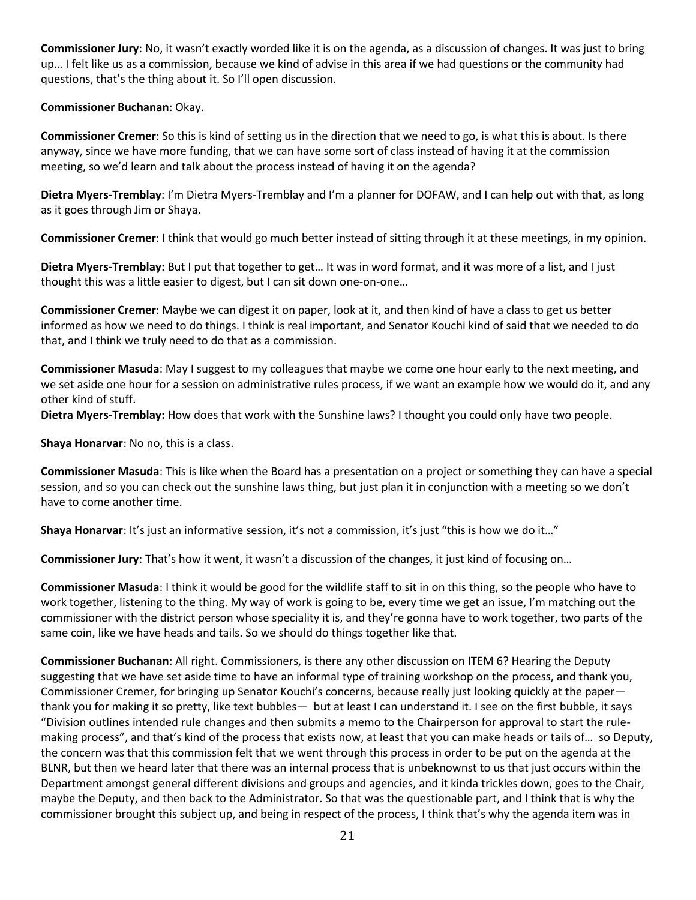**Commissioner Jury**: No, it wasn't exactly worded like it is on the agenda, as a discussion of changes. It was just to bring up… I felt like us as a commission, because we kind of advise in this area if we had questions or the community had questions, that's the thing about it. So I'll open discussion.

**Commissioner Buchanan**: Okay.

**Commissioner Cremer**: So this is kind of setting us in the direction that we need to go, is what this is about. Is there anyway, since we have more funding, that we can have some sort of class instead of having it at the commission meeting, so we'd learn and talk about the process instead of having it on the agenda?

**Dietra Myers-Tremblay**: I'm Dietra Myers-Tremblay and I'm a planner for DOFAW, and I can help out with that, as long as it goes through Jim or Shaya.

**Commissioner Cremer**: I think that would go much better instead of sitting through it at these meetings, in my opinion.

**Dietra Myers-Tremblay:** But I put that together to get… It was in word format, and it was more of a list, and I just thought this was a little easier to digest, but I can sit down one-on-one…

**Commissioner Cremer**: Maybe we can digest it on paper, look at it, and then kind of have a class to get us better informed as how we need to do things. I think is real important, and Senator Kouchi kind of said that we needed to do that, and I think we truly need to do that as a commission.

**Commissioner Masuda**: May I suggest to my colleagues that maybe we come one hour early to the next meeting, and we set aside one hour for a session on administrative rules process, if we want an example how we would do it, and any other kind of stuff.

**Dietra Myers-Tremblay:** How does that work with the Sunshine laws? I thought you could only have two people.

**Shaya Honarvar**: No no, this is a class.

**Commissioner Masuda**: This is like when the Board has a presentation on a project or something they can have a special session, and so you can check out the sunshine laws thing, but just plan it in conjunction with a meeting so we don't have to come another time.

**Shaya Honarvar**: It's just an informative session, it's not a commission, it's just "this is how we do it…"

**Commissioner Jury**: That's how it went, it wasn't a discussion of the changes, it just kind of focusing on…

**Commissioner Masuda**: I think it would be good for the wildlife staff to sit in on this thing, so the people who have to work together, listening to the thing. My way of work is going to be, every time we get an issue, I'm matching out the commissioner with the district person whose speciality it is, and they're gonna have to work together, two parts of the same coin, like we have heads and tails. So we should do things together like that.

**Commissioner Buchanan**: All right. Commissioners, is there any other discussion on ITEM 6? Hearing the Deputy suggesting that we have set aside time to have an informal type of training workshop on the process, and thank you, Commissioner Cremer, for bringing up Senator Kouchi's concerns, because really just looking quickly at the paper— thank you for making it so pretty, like text bubbles— but at least I can understand it. I see on the first bubble, it says "Division outlines intended rule changes and then submits a memo to the Chairperson for approval to start the rule-making process", and that's kind of the process that exists now, at least that you can make heads or tails of… so Deputy, the concern was that this commission felt that we went through this process in order to be put on the agenda at the BLNR, but then we heard later that there was an internal process that is unbeknownst to us that just occurs within the Department amongst general different divisions and groups and agencies, and it kinda trickles down, goes to the Chair, maybe the Deputy, and then back to the Administrator. So that was the questionable part, and I think that is why the commissioner brought this subject up, and being in respect of the process, I think that's why the agenda item was in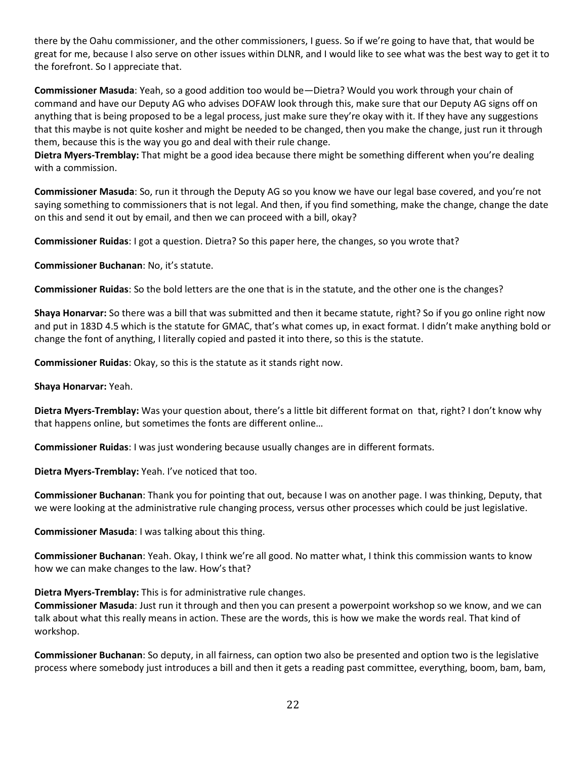there by the Oahu commissioner, and the other commissioners, I guess. So if we're going to have that, that would be great for me, because I also serve on other issues within DLNR, and I would like to see what was the best way to get it to the forefront. So I appreciate that.

**Commissioner Masuda**: Yeah, so a good addition too would be—Dietra? Would you work through your chain of command and have our Deputy AG who advises DOFAW look through this, make sure that our Deputy AG signs off on anything that is being proposed to be a legal process, just make sure they're okay with it. If they have any suggestions that this maybe is not quite kosher and might be needed to be changed, then you make the change, just run it through them, because this is the way you go and deal with their rule change.

**Dietra Myers-Tremblay:** That might be a good idea because there might be something different when you're dealing with a commission.

**Commissioner Masuda**: So, run it through the Deputy AG so you know we have our legal base covered, and you're not saying something to commissioners that is not legal. And then, if you find something, make the change, change the date on this and send it out by email, and then we can proceed with a bill, okay?

**Commissioner Ruidas**: I got a question. Dietra? So this paper here, the changes, so you wrote that?

**Commissioner Buchanan**: No, it's statute.

**Commissioner Ruidas**: So the bold letters are the one that is in the statute, and the other one is the changes?

**Shaya Honarvar:** So there was a bill that was submitted and then it became statute, right? So if you go online right now and put in 183D 4.5 which is the statute for GMAC, that's what comes up, in exact format. I didn't make anything bold or change the font of anything, I literally copied and pasted it into there, so this is the statute.

**Commissioner Ruidas**: Okay, so this is the statute as it stands right now.

**Shaya Honarvar:** Yeah.

**Dietra Myers-Tremblay:** Was your question about, there's a little bit different format on that, right? I don't know why that happens online, but sometimes the fonts are different online…

**Commissioner Ruidas**: I was just wondering because usually changes are in different formats.

**Dietra Myers-Tremblay:** Yeah. I've noticed that too.

**Commissioner Buchanan**: Thank you for pointing that out, because I was on another page. I was thinking, Deputy, that we were looking at the administrative rule changing process, versus other processes which could be just legislative.

**Commissioner Masuda**: I was talking about this thing.

**Commissioner Buchanan**: Yeah. Okay, I think we're all good. No matter what, I think this commission wants to know how we can make changes to the law. How's that?

**Dietra Myers-Tremblay:** This is for administrative rule changes.

**Commissioner Masuda**: Just run it through and then you can present a powerpoint workshop so we know, and we can talk about what this really means in action. These are the words, this is how we make the words real. That kind of workshop.

**Commissioner Buchanan**: So deputy, in all fairness, can option two also be presented and option two is the legislative process where somebody just introduces a bill and then it gets a reading past committee, everything, boom, bam, bam,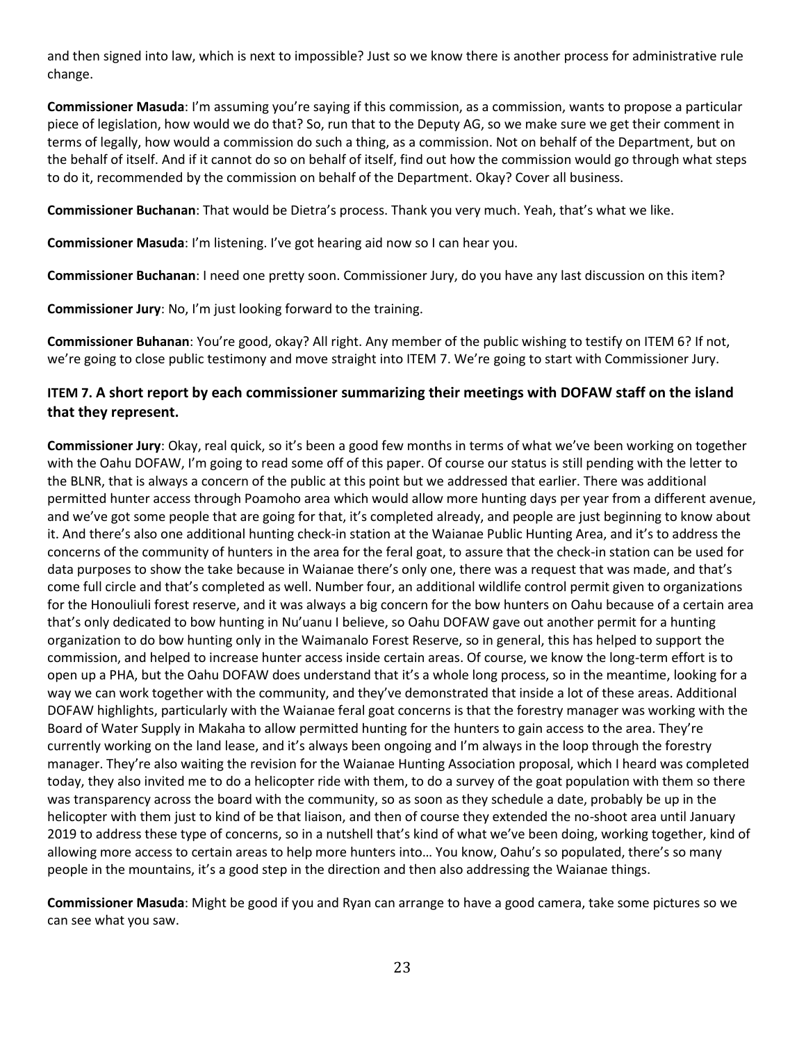and then signed into law, which is next to impossible? Just so we know there is another process for administrative rule change.

**Commissioner Masuda**: I'm assuming you're saying if this commission, as a commission, wants to propose a particular piece of legislation, how would we do that? So, run that to the Deputy AG, so we make sure we get their comment in terms of legally, how would a commission do such a thing, as a commission. Not on behalf of the Department, but on the behalf of itself. And if it cannot do so on behalf of itself, find out how the commission would go through what steps to do it, recommended by the commission on behalf of the Department. Okay? Cover all business.

**Commissioner Buchanan**: That would be Dietra's process. Thank you very much. Yeah, that's what we like.

**Commissioner Masuda**: I'm listening. I've got hearing aid now so I can hear you.

**Commissioner Buchanan**: I need one pretty soon. Commissioner Jury, do you have any last discussion on this item?

**Commissioner Jury**: No, I'm just looking forward to the training.

**Commissioner Buhanan**: You're good, okay? All right. Any member of the public wishing to testify on ITEM 6? If not, we're going to close public testimony and move straight into ITEM 7. We're going to start with Commissioner Jury.

### ITEM 7. A short report by each commissioner summarizing their meetings with DOFAW staff on the island that they represent.

**Commissioner Jury**: Okay, real quick, so it's been a good few months in terms of what we've been working on together with the Oahu DOFAW, I'm going to read some off of this paper. Of course our status is still pending with the letter to the BLNR, that is always a concern of the public at this point but we addressed that earlier. There was additional permitted hunter access through Poamoho area which would allow more hunting days per year from a different avenue, and we've got some people that are going for that, it's completed already, and people are just beginning to know about it. And there's also one additional hunting check-in station at the Waianae Public Hunting Area, and it's to address the concerns of the community of hunters in the area for the feral goat, to assure that the check-in station can be used for data purposes to show the take because in Waianae there's only one, there was a request that was made, and that's come full circle and that's completed as well. Number four, an additional wildlife control permit given to organizations for the Honouliuli forest reserve, and it was always a big concern for the bow hunters on Oahu because of a certain area that's only dedicated to bow hunting in Nu'uanu I believe, so Oahu DOFAW gave out another permit for a hunting organization to do bow hunting only in the Waimanalo Forest Reserve, so in general, this has helped to support the commission, and helped to increase hunter access inside certain areas. Of course, we know the long-term effort is to open up a PHA, but the Oahu DOFAW does understand that it's a whole long process, so in the meantime, looking for a way we can work together with the community, and they've demonstrated that inside a lot of these areas. Additional DOFAW highlights, particularly with the Waianae feral goat concerns is that the forestry manager was working with the Board of Water Supply in Makaha to allow permitted hunting for the hunters to gain access to the area. They're currently working on the land lease, and it's always been ongoing and I'm always in the loop through the forestry manager. They're also waiting the revision for the Waianae Hunting Association proposal, which I heard was completed today, they also invited me to do a helicopter ride with them, to do a survey of the goat population with them so there was transparency across the board with the community, so as soon as they schedule a date, probably be up in the helicopter with them just to kind of be that liaison, and then of course they extended the no-shoot area until January 2019 to address these type of concerns, so in a nutshell that's kind of what we've been doing, working together, kind of allowing more access to certain areas to help more hunters into… You know, Oahu's so populated, there's so many people in the mountains, it's a good step in the direction and then also addressing the Waianae things.

**Commissioner Masuda**: Might be good if you and Ryan can arrange to have a good camera, take some pictures so we can see what you saw.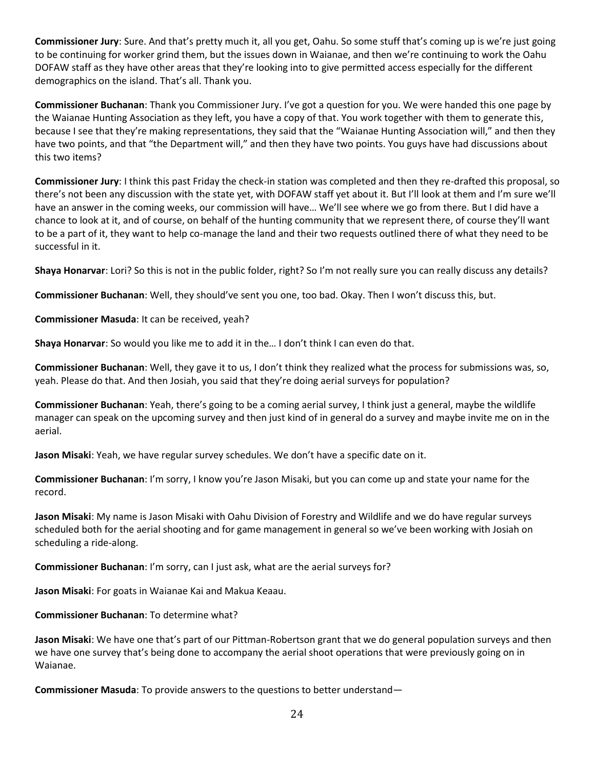**Commissioner Jury**: Sure. And that's pretty much it, all you get, Oahu. So some stuff that's coming up is we're just going to be continuing for worker grind them, but the issues down in Waianae, and then we're continuing to work the Oahu DOFAW staff as they have other areas that they're looking into to give permitted access especially for the different demographics on the island. That's all. Thank you.

**Commissioner Buchanan**: Thank you Commissioner Jury. I've got a question for you. We were handed this one page by the Waianae Hunting Association as they left, you have a copy of that. You work together with them to generate this, because I see that they're making representations, they said that the "Waianae Hunting Association will," and then they have two points, and that "the Department will," and then they have two points. You guys have had discussions about this two items?

**Commissioner Jury**: I think this past Friday the check-in station was completed and then they re-drafted this proposal, so there's not been any discussion with the state yet, with DOFAW staff yet about it. But I'll look at them and I'm sure we'll have an answer in the coming weeks, our commission will have… We'll see where we go from there. But I did have a chance to look at it, and of course, on behalf of the hunting community that we represent there, of course they'll want to be a part of it, they want to help co-manage the land and their two requests outlined there of what they need to be successful in it.

**Shaya Honarvar**: Lori? So this is not in the public folder, right? So I'm not really sure you can really discuss any details?

**Commissioner Buchanan**: Well, they should've sent you one, too bad. Okay. Then I won't discuss this, but.

**Commissioner Masuda**: It can be received, yeah?

**Shaya Honarvar**: So would you like me to add it in the… I don't think I can even do that.

**Commissioner Buchanan**: Well, they gave it to us, I don't think they realized what the process for submissions was, so, yeah. Please do that. And then Josiah, you said that they're doing aerial surveys for population?

**Commissioner Buchanan**: Yeah, there's going to be a coming aerial survey, I think just a general, maybe the wildlife manager can speak on the upcoming survey and then just kind of in general do a survey and maybe invite me on in the aerial.

**Jason Misaki**: Yeah, we have regular survey schedules. We don't have a specific date on it.

**Commissioner Buchanan**: I'm sorry, I know you're Jason Misaki, but you can come up and state your name for the record.

**Jason Misaki**: My name is Jason Misaki with Oahu Division of Forestry and Wildlife and we do have regular surveys scheduled both for the aerial shooting and for game management in general so we've been working with Josiah on scheduling a ride-along.

**Commissioner Buchanan**: I'm sorry, can I just ask, what are the aerial surveys for?

**Jason Misaki**: For goats in Waianae Kai and Makua Keaau.

**Commissioner Buchanan**: To determine what?

**Jason Misaki**: We have one that's part of our Pittman-Robertson grant that we do general population surveys and then we have one survey that's being done to accompany the aerial shoot operations that were previously going on in Waianae.

**Commissioner Masuda**: To provide answers to the questions to better understand—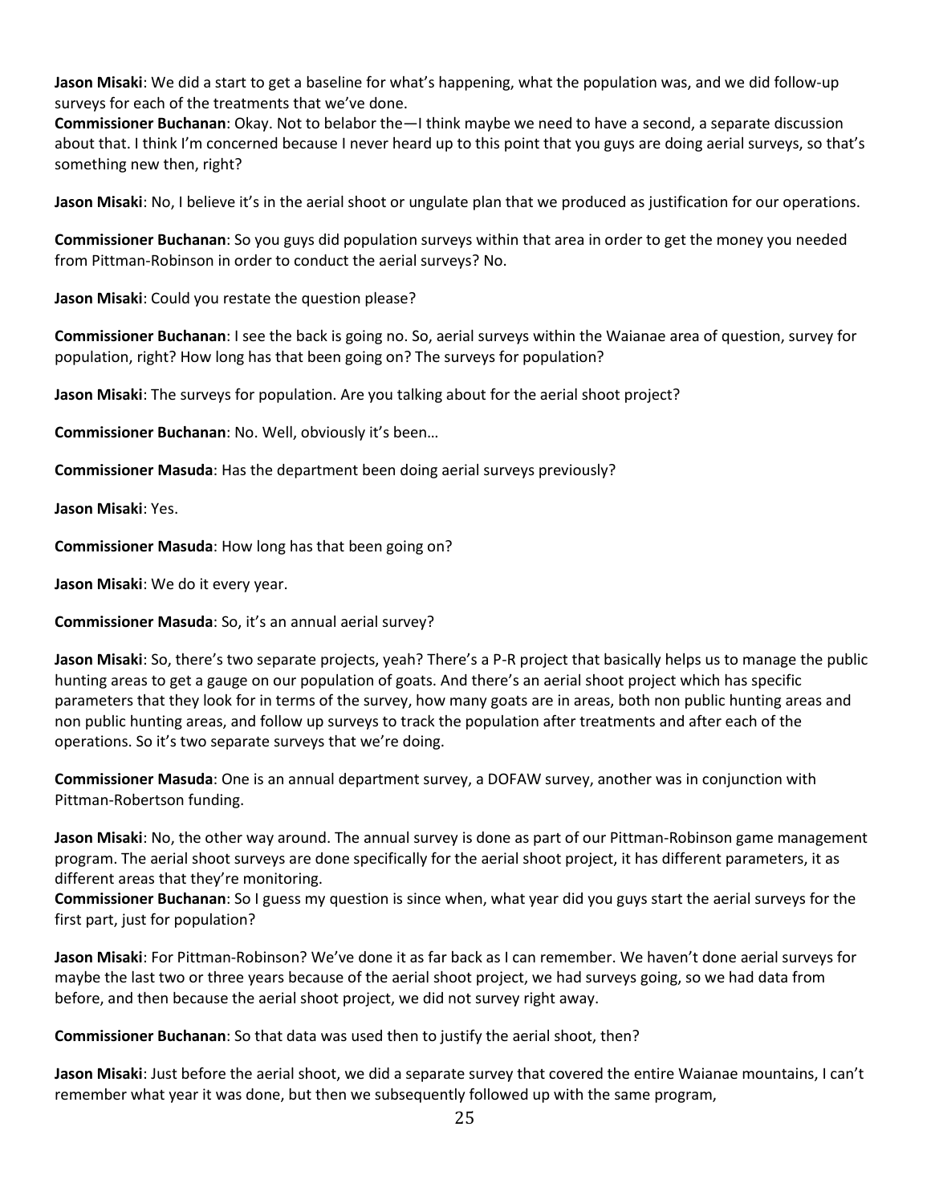**Jason Misaki**: We did a start to get a baseline for what's happening, what the population was, and we did follow-up surveys for each of the treatments that we've done.

**Commissioner Buchanan**: Okay. Not to belabor the—I think maybe we need to have a second, a separate discussion about that. I think I'm concerned because I never heard up to this point that you guys are doing aerial surveys, so that's something new then, right?

**Jason Misaki**: No, I believe it's in the aerial shoot or ungulate plan that we produced as justification for our operations.

**Commissioner Buchanan**: So you guys did population surveys within that area in order to get the money you needed from Pittman-Robinson in order to conduct the aerial surveys? No.

**Jason Misaki**: Could you restate the question please?

**Commissioner Buchanan**: I see the back is going no. So, aerial surveys within the Waianae area of question, survey for population, right? How long has that been going on? The surveys for population?

**Jason Misaki**: The surveys for population. Are you talking about for the aerial shoot project?

**Commissioner Buchanan**: No. Well, obviously it's been…

**Commissioner Masuda**: Has the department been doing aerial surveys previously?

**Jason Misaki**: Yes.

**Commissioner Masuda**: How long has that been going on?

**Jason Misaki**: We do it every year.

**Commissioner Masuda**: So, it's an annual aerial survey?

**Jason Misaki**: So, there's two separate projects, yeah? There's a P-R project that basically helps us to manage the public hunting areas to get a gauge on our population of goats. And there's an aerial shoot project which has specific parameters that they look for in terms of the survey, how many goats are in areas, both non public hunting areas and non public hunting areas, and follow up surveys to track the population after treatments and after each of the operations. So it's two separate surveys that we're doing.

**Commissioner Masuda**: One is an annual department survey, a DOFAW survey, another was in conjunction with Pittman-Robertson funding.

**Jason Misaki**: No, the other way around. The annual survey is done as part of our Pittman-Robinson game management program. The aerial shoot surveys are done specifically for the aerial shoot project, it has different parameters, it as different areas that they're monitoring.

**Commissioner Buchanan**: So I guess my question is since when, what year did you guys start the aerial surveys for the first part, just for population?

**Jason Misaki**: For Pittman-Robinson? We've done it as far back as I can remember. We haven't done aerial surveys for maybe the last two or three years because of the aerial shoot project, we had surveys going, so we had data from before, and then because the aerial shoot project, we did not survey right away.

**Commissioner Buchanan**: So that data was used then to justify the aerial shoot, then?

**Jason Misaki**: Just before the aerial shoot, we did a separate survey that covered the entire Waianae mountains, I can't remember what year it was done, but then we subsequently followed up with the same program,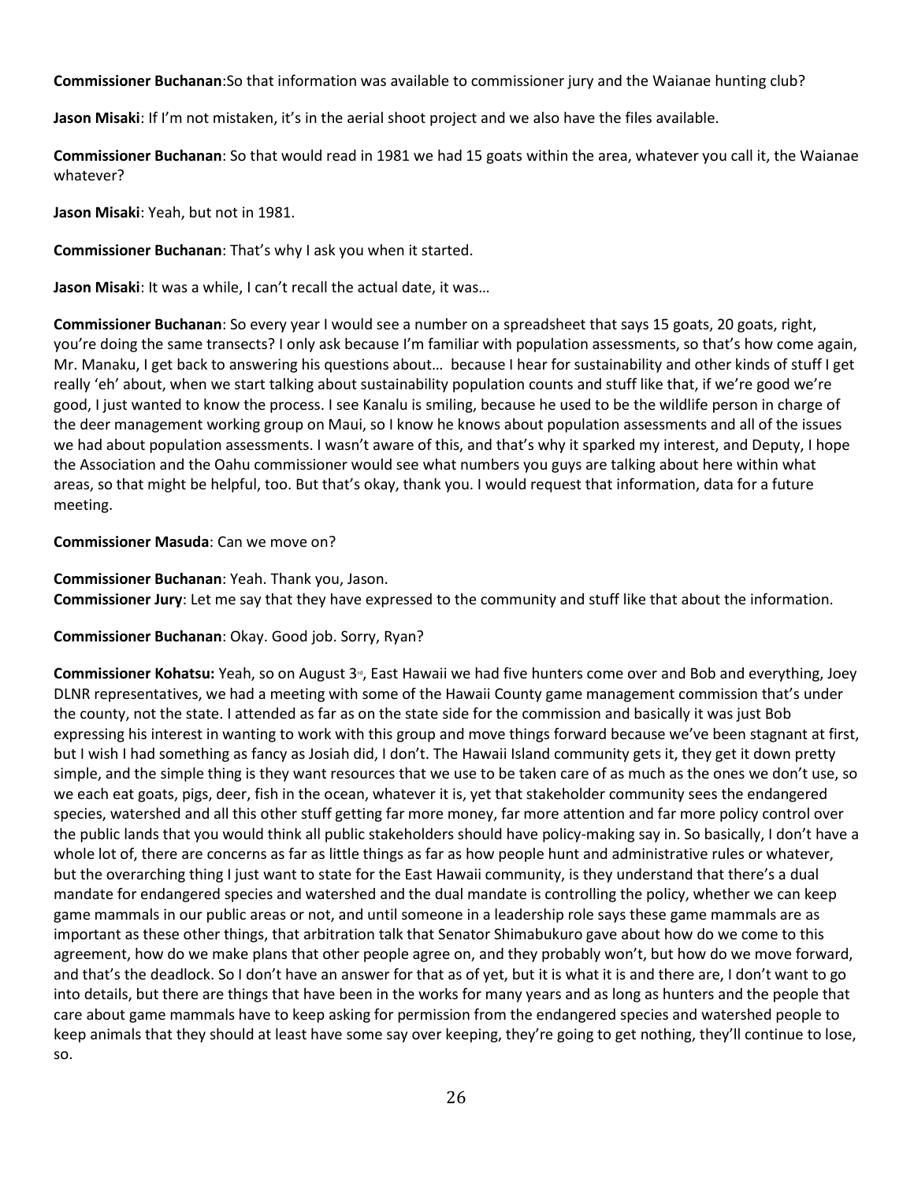**Commissioner Buchanan**:So that information was available to commissioner jury and the Waianae hunting club?

**Jason Misaki**: If I'm not mistaken, it's in the aerial shoot project and we also have the files available.

**Commissioner Buchanan**: So that would read in 1981 we had 15 goats within the area, whatever you call it, the Waianae whatever?

**Jason Misaki**: Yeah, but not in 1981.

**Commissioner Buchanan**: That's why I ask you when it started.

**Jason Misaki**: It was a while, I can't recall the actual date, it was…

**Commissioner Buchanan**: So every year I would see a number on a spreadsheet that says 15 goats, 20 goats, right, you're doing the same transects? I only ask because I'm familiar with population assessments, so that's how come again, Mr. Manaku, I get back to answering his questions about… because I hear for sustainability and other kinds of stuff I get really 'eh' about, when we start talking about sustainability population counts and stuff like that, if we're good we're good, I just wanted to know the process. I see Kanalu is smiling, because he used to be the wildlife person in charge of the deer management working group on Maui, so I know he knows about population assessments and all of the issues we had about population assessments. I wasn't aware of this, and that's why it sparked my interest, and Deputy, I hope the Association and the Oahu commissioner would see what numbers you guys are talking about here within what areas, so that might be helpful, too. But that's okay, thank you. I would request that information, data for a future meeting.

**Commissioner Masuda**: Can we move on?

**Commissioner Buchanan**: Yeah. Thank you, Jason.
**Commissioner Jury**: Let me say that they have expressed to the community and stuff like that about the information.

**Commissioner Buchanan**: Okay. Good job. Sorry, Ryan?

**Commissioner Kohatsu:** Yeah, so on August 3rd, East Hawaii we had five hunters come over and Bob and everything, Joey DLNR representatives, we had a meeting with some of the Hawaii County game management commission that's under the county, not the state. I attended as far as on the state side for the commission and basically it was just Bob expressing his interest in wanting to work with this group and move things forward because we've been stagnant at first, but I wish I had something as fancy as Josiah did, I don't. The Hawaii Island community gets it, they get it down pretty simple, and the simple thing is they want resources that we use to be taken care of as much as the ones we don't use, so we each eat goats, pigs, deer, fish in the ocean, whatever it is, yet that stakeholder community sees the endangered species, watershed and all this other stuff getting far more money, far more attention and far more policy control over the public lands that you would think all public stakeholders should have policy-making say in. So basically, I don't have a whole lot of, there are concerns as far as little things as far as how people hunt and administrative rules or whatever, but the overarching thing I just want to state for the East Hawaii community, is they understand that there's a dual mandate for endangered species and watershed and the dual mandate is controlling the policy, whether we can keep game mammals in our public areas or not, and until someone in a leadership role says these game mammals are as important as these other things, that arbitration talk that Senator Shimabukuro gave about how do we come to this agreement, how do we make plans that other people agree on, and they probably won't, but how do we move forward, and that's the deadlock. So I don't have an answer for that as of yet, but it is what it is and there are, I don't want to go into details, but there are things that have been in the works for many years and as long as hunters and the people that care about game mammals have to keep asking for permission from the endangered species and watershed people to keep animals that they should at least have some say over keeping, they're going to get nothing, they'll continue to lose, so.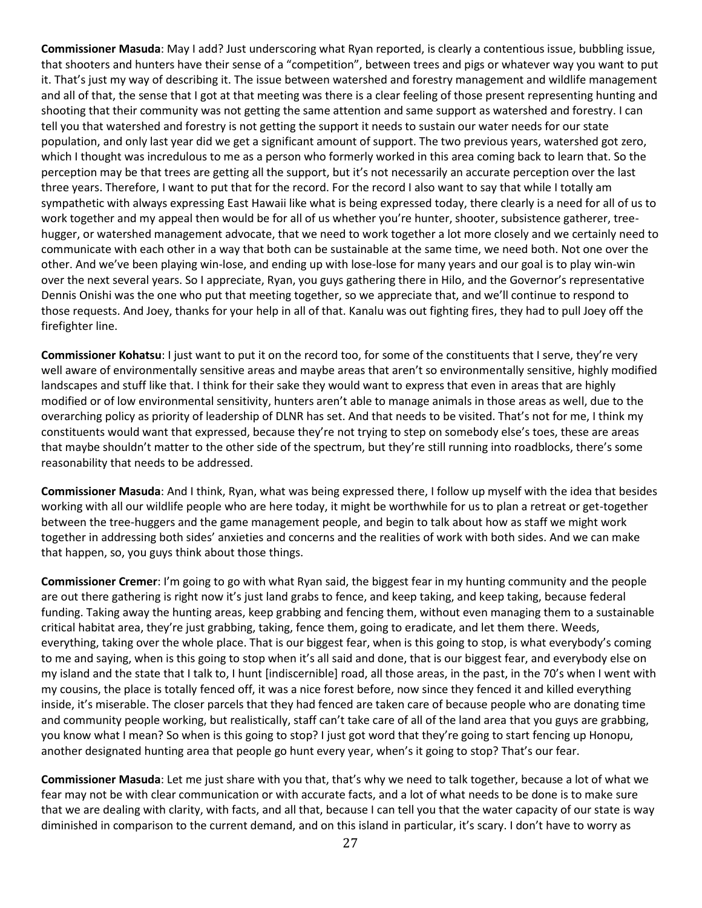**Commissioner Masuda**: May I add? Just underscoring what Ryan reported, is clearly a contentious issue, bubbling issue, that shooters and hunters have their sense of a "competition", between trees and pigs or whatever way you want to put it. That's just my way of describing it. The issue between watershed and forestry management and wildlife management and all of that, the sense that I got at that meeting was there is a clear feeling of those present representing hunting and shooting that their community was not getting the same attention and same support as watershed and forestry. I can tell you that watershed and forestry is not getting the support it needs to sustain our water needs for our state population, and only last year did we get a significant amount of support. The two previous years, watershed got zero, which I thought was incredulous to me as a person who formerly worked in this area coming back to learn that. So the perception may be that trees are getting all the support, but it's not necessarily an accurate perception over the last three years. Therefore, I want to put that for the record. For the record I also want to say that while I totally am sympathetic with always expressing East Hawaii like what is being expressed today, there clearly is a need for all of us to work together and my appeal then would be for all of us whether you're hunter, shooter, subsistence gatherer, tree-hugger, or watershed management advocate, that we need to work together a lot more closely and we certainly need to communicate with each other in a way that both can be sustainable at the same time, we need both. Not one over the other. And we've been playing win-lose, and ending up with lose-lose for many years and our goal is to play win-win over the next several years. So I appreciate, Ryan, you guys gathering there in Hilo, and the Governor's representative Dennis Onishi was the one who put that meeting together, so we appreciate that, and we'll continue to respond to those requests. And Joey, thanks for your help in all of that. Kanalu was out fighting fires, they had to pull Joey off the firefighter line.

**Commissioner Kohatsu**: I just want to put it on the record too, for some of the constituents that I serve, they're very well aware of environmentally sensitive areas and maybe areas that aren't so environmentally sensitive, highly modified landscapes and stuff like that. I think for their sake they would want to express that even in areas that are highly modified or of low environmental sensitivity, hunters aren't able to manage animals in those areas as well, due to the overarching policy as priority of leadership of DLNR has set. And that needs to be visited. That's not for me, I think my constituents would want that expressed, because they're not trying to step on somebody else's toes, these are areas that maybe shouldn't matter to the other side of the spectrum, but they're still running into roadblocks, there's some reasonability that needs to be addressed.

**Commissioner Masuda**: And I think, Ryan, what was being expressed there, I follow up myself with the idea that besides working with all our wildlife people who are here today, it might be worthwhile for us to plan a retreat or get-together between the tree-huggers and the game management people, and begin to talk about how as staff we might work together in addressing both sides' anxieties and concerns and the realities of work with both sides. And we can make that happen, so, you guys think about those things.

**Commissioner Cremer**: I'm going to go with what Ryan said, the biggest fear in my hunting community and the people are out there gathering is right now it's just land grabs to fence, and keep taking, and keep taking, because federal funding. Taking away the hunting areas, keep grabbing and fencing them, without even managing them to a sustainable critical habitat area, they're just grabbing, taking, fence them, going to eradicate, and let them there. Weeds, everything, taking over the whole place. That is our biggest fear, when is this going to stop, is what everybody's coming to me and saying, when is this going to stop when it's all said and done, that is our biggest fear, and everybody else on my island and the state that I talk to, I hunt [indiscernible] road, all those areas, in the past, in the 70's when I went with my cousins, the place is totally fenced off, it was a nice forest before, now since they fenced it and killed everything inside, it's miserable. The closer parcels that they had fenced are taken care of because people who are donating time and community people working, but realistically, staff can't take care of all of the land area that you guys are grabbing, you know what I mean? So when is this going to stop? I just got word that they're going to start fencing up Honopu, another designated hunting area that people go hunt every year, when's it going to stop? That's our fear.

**Commissioner Masuda**: Let me just share with you that, that's why we need to talk together, because a lot of what we fear may not be with clear communication or with accurate facts, and a lot of what needs to be done is to make sure that we are dealing with clarity, with facts, and all that, because I can tell you that the water capacity of our state is way diminished in comparison to the current demand, and on this island in particular, it's scary. I don't have to worry as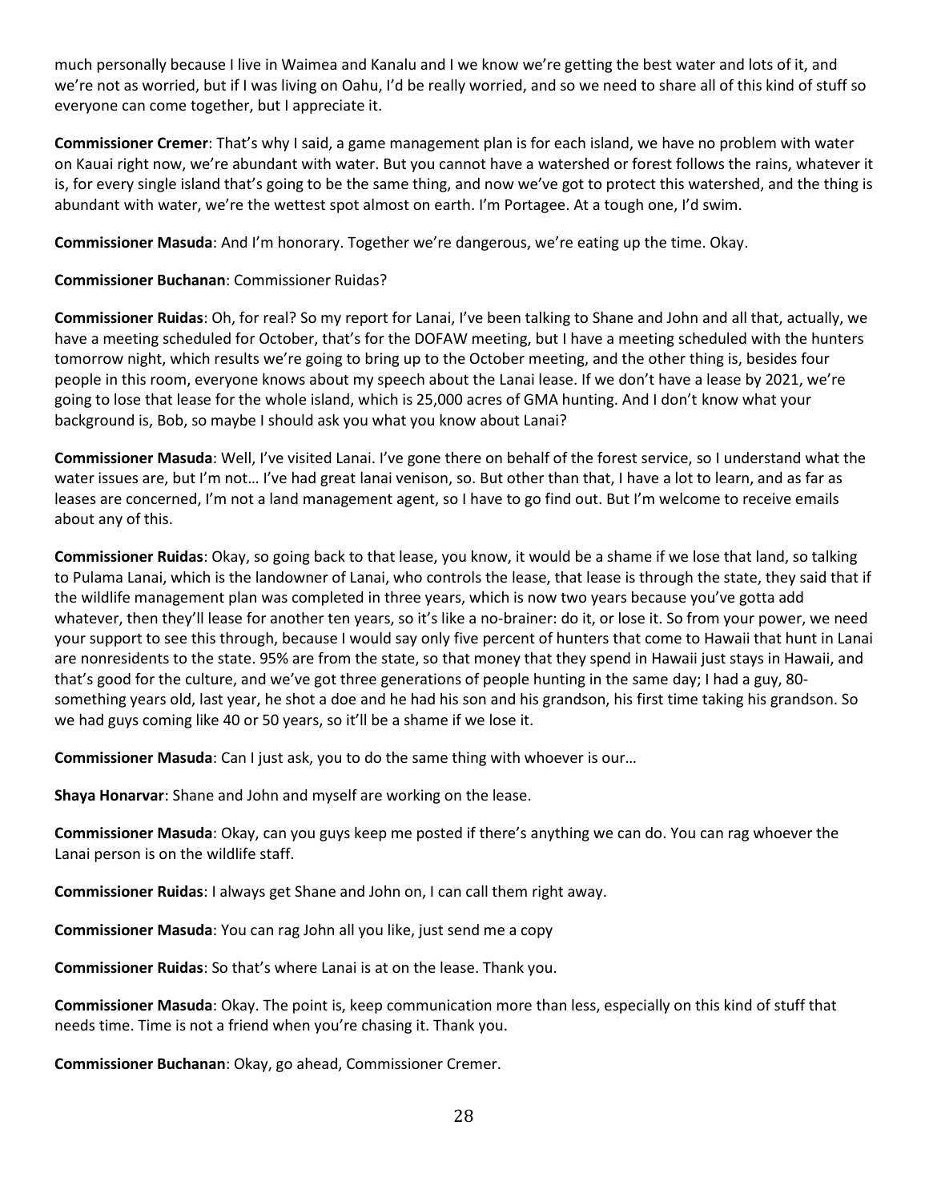much personally because I live in Waimea and Kanalu and I we know we're getting the best water and lots of it, and we're not as worried, but if I was living on Oahu, I'd be really worried, and so we need to share all of this kind of stuff so everyone can come together, but I appreciate it.

**Commissioner Cremer**: That's why I said, a game management plan is for each island, we have no problem with water on Kauai right now, we're abundant with water. But you cannot have a watershed or forest follows the rains, whatever it is, for every single island that's going to be the same thing, and now we've got to protect this watershed, and the thing is abundant with water, we're the wettest spot almost on earth. I'm Portagee. At a tough one, I'd swim.

**Commissioner Masuda**: And I'm honorary. Together we're dangerous, we're eating up the time. Okay.

**Commissioner Buchanan**: Commissioner Ruidas?

**Commissioner Ruidas**: Oh, for real? So my report for Lanai, I've been talking to Shane and John and all that, actually, we have a meeting scheduled for October, that's for the DOFAW meeting, but I have a meeting scheduled with the hunters tomorrow night, which results we're going to bring up to the October meeting, and the other thing is, besides four people in this room, everyone knows about my speech about the Lanai lease. If we don't have a lease by 2021, we're going to lose that lease for the whole island, which is 25,000 acres of GMA hunting. And I don't know what your background is, Bob, so maybe I should ask you what you know about Lanai?

**Commissioner Masuda**: Well, I've visited Lanai. I've gone there on behalf of the forest service, so I understand what the water issues are, but I'm not… I've had great lanai venison, so. But other than that, I have a lot to learn, and as far as leases are concerned, I'm not a land management agent, so I have to go find out. But I'm welcome to receive emails about any of this.

**Commissioner Ruidas**: Okay, so going back to that lease, you know, it would be a shame if we lose that land, so talking to Pulama Lanai, which is the landowner of Lanai, who controls the lease, that lease is through the state, they said that if the wildlife management plan was completed in three years, which is now two years because you've gotta add whatever, then they'll lease for another ten years, so it's like a no-brainer: do it, or lose it. So from your power, we need your support to see this through, because I would say only five percent of hunters that come to Hawaii that hunt in Lanai are nonresidents to the state. 95% are from the state, so that money that they spend in Hawaii just stays in Hawaii, and that's good for the culture, and we've got three generations of people hunting in the same day; I had a guy, 80-something years old, last year, he shot a doe and he had his son and his grandson, his first time taking his grandson. So we had guys coming like 40 or 50 years, so it'll be a shame if we lose it.

**Commissioner Masuda**: Can I just ask, you to do the same thing with whoever is our…

**Shaya Honarvar**: Shane and John and myself are working on the lease.

**Commissioner Masuda**: Okay, can you guys keep me posted if there's anything we can do. You can rag whoever the Lanai person is on the wildlife staff.

**Commissioner Ruidas**: I always get Shane and John on, I can call them right away.

**Commissioner Masuda**: You can rag John all you like, just send me a copy

**Commissioner Ruidas**: So that's where Lanai is at on the lease. Thank you.

**Commissioner Masuda**: Okay. The point is, keep communication more than less, especially on this kind of stuff that needs time. Time is not a friend when you're chasing it. Thank you.

**Commissioner Buchanan**: Okay, go ahead, Commissioner Cremer.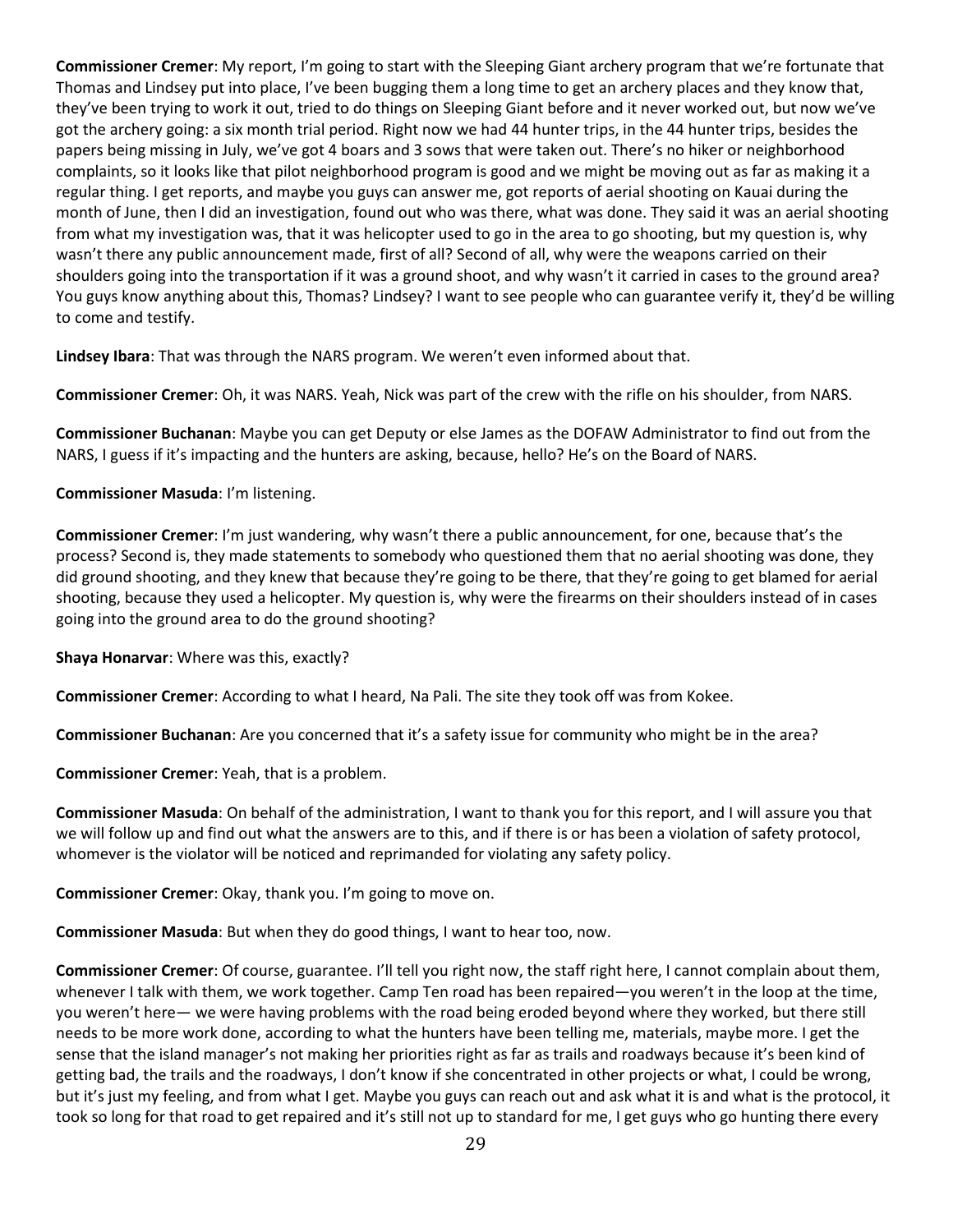**Commissioner Cremer**: My report, I'm going to start with the Sleeping Giant archery program that we're fortunate that Thomas and Lindsey put into place, I've been bugging them a long time to get an archery places and they know that, they've been trying to work it out, tried to do things on Sleeping Giant before and it never worked out, but now we've got the archery going: a six month trial period. Right now we had 44 hunter trips, in the 44 hunter trips, besides the papers being missing in July, we've got 4 boars and 3 sows that were taken out. There's no hiker or neighborhood complaints, so it looks like that pilot neighborhood program is good and we might be moving out as far as making it a regular thing. I get reports, and maybe you guys can answer me, got reports of aerial shooting on Kauai during the month of June, then I did an investigation, found out who was there, what was done. They said it was an aerial shooting from what my investigation was, that it was helicopter used to go in the area to go shooting, but my question is, why wasn't there any public announcement made, first of all? Second of all, why were the weapons carried on their shoulders going into the transportation if it was a ground shoot, and why wasn't it carried in cases to the ground area? You guys know anything about this, Thomas? Lindsey? I want to see people who can guarantee verify it, they'd be willing to come and testify.

**Lindsey Ibara**: That was through the NARS program. We weren't even informed about that.

**Commissioner Cremer**: Oh, it was NARS. Yeah, Nick was part of the crew with the rifle on his shoulder, from NARS.

**Commissioner Buchanan**: Maybe you can get Deputy or else James as the DOFAW Administrator to find out from the NARS, I guess if it's impacting and the hunters are asking, because, hello? He's on the Board of NARS.

**Commissioner Masuda**: I'm listening.

**Commissioner Cremer**: I'm just wandering, why wasn't there a public announcement, for one, because that's the process? Second is, they made statements to somebody who questioned them that no aerial shooting was done, they did ground shooting, and they knew that because they're going to be there, that they're going to get blamed for aerial shooting, because they used a helicopter. My question is, why were the firearms on their shoulders instead of in cases going into the ground area to do the ground shooting?

**Shaya Honarvar**: Where was this, exactly?

**Commissioner Cremer**: According to what I heard, Na Pali. The site they took off was from Kokee.

**Commissioner Buchanan**: Are you concerned that it's a safety issue for community who might be in the area?

**Commissioner Cremer**: Yeah, that is a problem.

**Commissioner Masuda**: On behalf of the administration, I want to thank you for this report, and I will assure you that we will follow up and find out what the answers are to this, and if there is or has been a violation of safety protocol, whomever is the violator will be noticed and reprimanded for violating any safety policy.

**Commissioner Cremer**: Okay, thank you. I'm going to move on.

**Commissioner Masuda**: But when they do good things, I want to hear too, now.

**Commissioner Cremer**: Of course, guarantee. I'll tell you right now, the staff right here, I cannot complain about them, whenever I talk with them, we work together. Camp Ten road has been repaired—you weren't in the loop at the time, you weren't here— we were having problems with the road being eroded beyond where they worked, but there still needs to be more work done, according to what the hunters have been telling me, materials, maybe more. I get the sense that the island manager's not making her priorities right as far as trails and roadways because it's been kind of getting bad, the trails and the roadways, I don't know if she concentrated in other projects or what, I could be wrong, but it's just my feeling, and from what I get. Maybe you guys can reach out and ask what it is and what is the protocol, it took so long for that road to get repaired and it's still not up to standard for me, I get guys who go hunting there every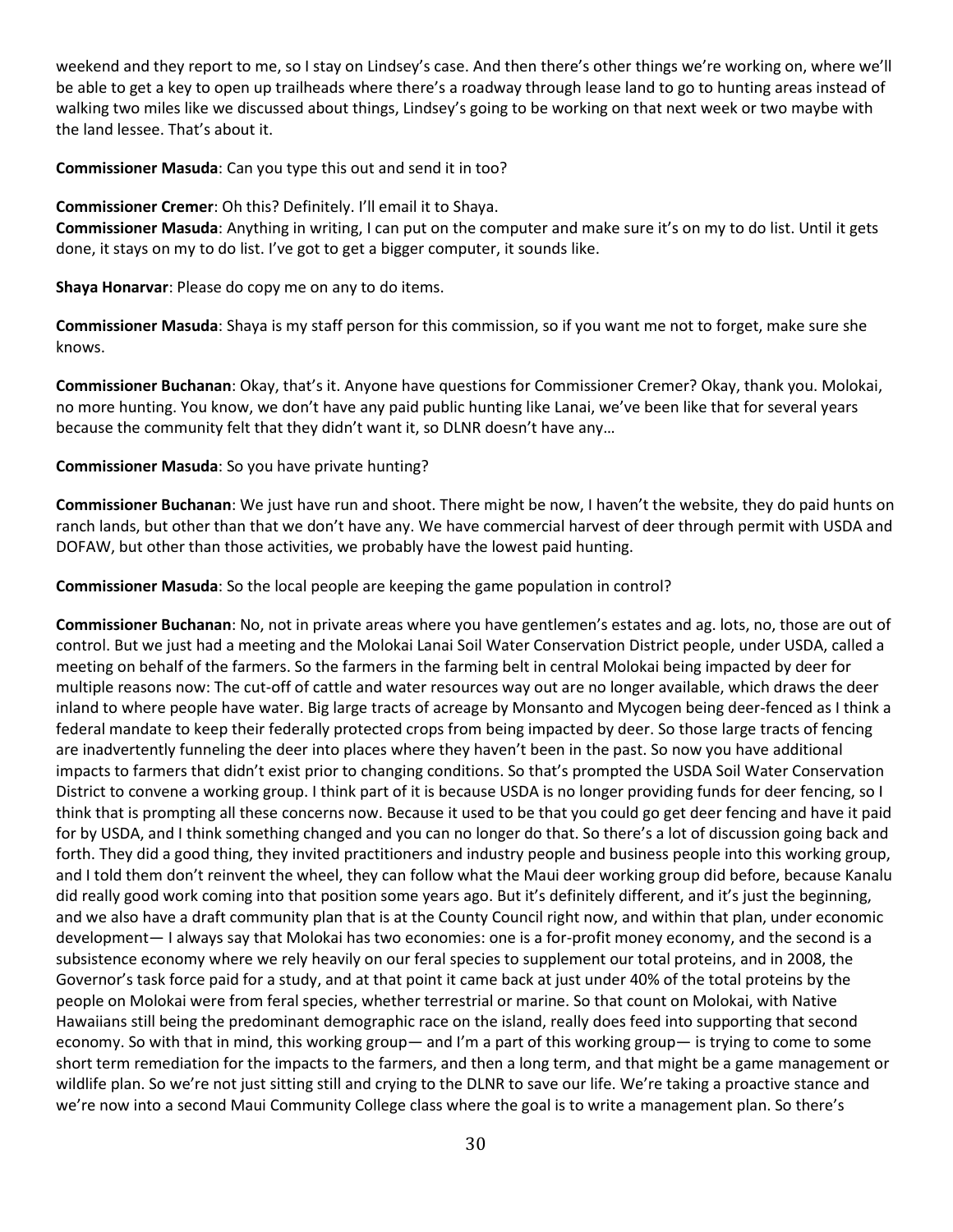weekend and they report to me, so I stay on Lindsey's case. And then there's other things we're working on, where we'll be able to get a key to open up trailheads where there's a roadway through lease land to go to hunting areas instead of walking two miles like we discussed about things, Lindsey's going to be working on that next week or two maybe with the land lessee. That's about it.

**Commissioner Masuda**: Can you type this out and send it in too?

**Commissioner Cremer**: Oh this? Definitely. I'll email it to Shaya.

**Commissioner Masuda**: Anything in writing, I can put on the computer and make sure it's on my to do list. Until it gets done, it stays on my to do list. I've got to get a bigger computer, it sounds like.

**Shaya Honarvar**: Please do copy me on any to do items.

**Commissioner Masuda**: Shaya is my staff person for this commission, so if you want me not to forget, make sure she knows.

**Commissioner Buchanan**: Okay, that's it. Anyone have questions for Commissioner Cremer? Okay, thank you. Molokai, no more hunting. You know, we don't have any paid public hunting like Lanai, we've been like that for several years because the community felt that they didn't want it, so DLNR doesn't have any…

**Commissioner Masuda**: So you have private hunting?

**Commissioner Buchanan**: We just have run and shoot. There might be now, I haven't the website, they do paid hunts on ranch lands, but other than that we don't have any. We have commercial harvest of deer through permit with USDA and DOFAW, but other than those activities, we probably have the lowest paid hunting.

**Commissioner Masuda**: So the local people are keeping the game population in control?

**Commissioner Buchanan**: No, not in private areas where you have gentlemen's estates and ag. lots, no, those are out of control. But we just had a meeting and the Molokai Lanai Soil Water Conservation District people, under USDA, called a meeting on behalf of the farmers. So the farmers in the farming belt in central Molokai being impacted by deer for multiple reasons now: The cut-off of cattle and water resources way out are no longer available, which draws the deer inland to where people have water. Big large tracts of acreage by Monsanto and Mycogen being deer-fenced as I think a federal mandate to keep their federally protected crops from being impacted by deer. So those large tracts of fencing are inadvertently funneling the deer into places where they haven't been in the past. So now you have additional impacts to farmers that didn't exist prior to changing conditions. So that's prompted the USDA Soil Water Conservation District to convene a working group. I think part of it is because USDA is no longer providing funds for deer fencing, so I think that is prompting all these concerns now. Because it used to be that you could go get deer fencing and have it paid for by USDA, and I think something changed and you can no longer do that. So there's a lot of discussion going back and forth. They did a good thing, they invited practitioners and industry people and business people into this working group, and I told them don't reinvent the wheel, they can follow what the Maui deer working group did before, because Kanalu did really good work coming into that position some years ago. But it's definitely different, and it's just the beginning, and we also have a draft community plan that is at the County Council right now, and within that plan, under economic development— I always say that Molokai has two economies: one is a for-profit money economy, and the second is a subsistence economy where we rely heavily on our feral species to supplement our total proteins, and in 2008, the Governor's task force paid for a study, and at that point it came back at just under 40% of the total proteins by the people on Molokai were from feral species, whether terrestrial or marine. So that count on Molokai, with Native Hawaiians still being the predominant demographic race on the island, really does feed into supporting that second economy. So with that in mind, this working group— and I'm a part of this working group— is trying to come to some short term remediation for the impacts to the farmers, and then a long term, and that might be a game management or wildlife plan. So we're not just sitting still and crying to the DLNR to save our life. We're taking a proactive stance and we're now into a second Maui Community College class where the goal is to write a management plan. So there's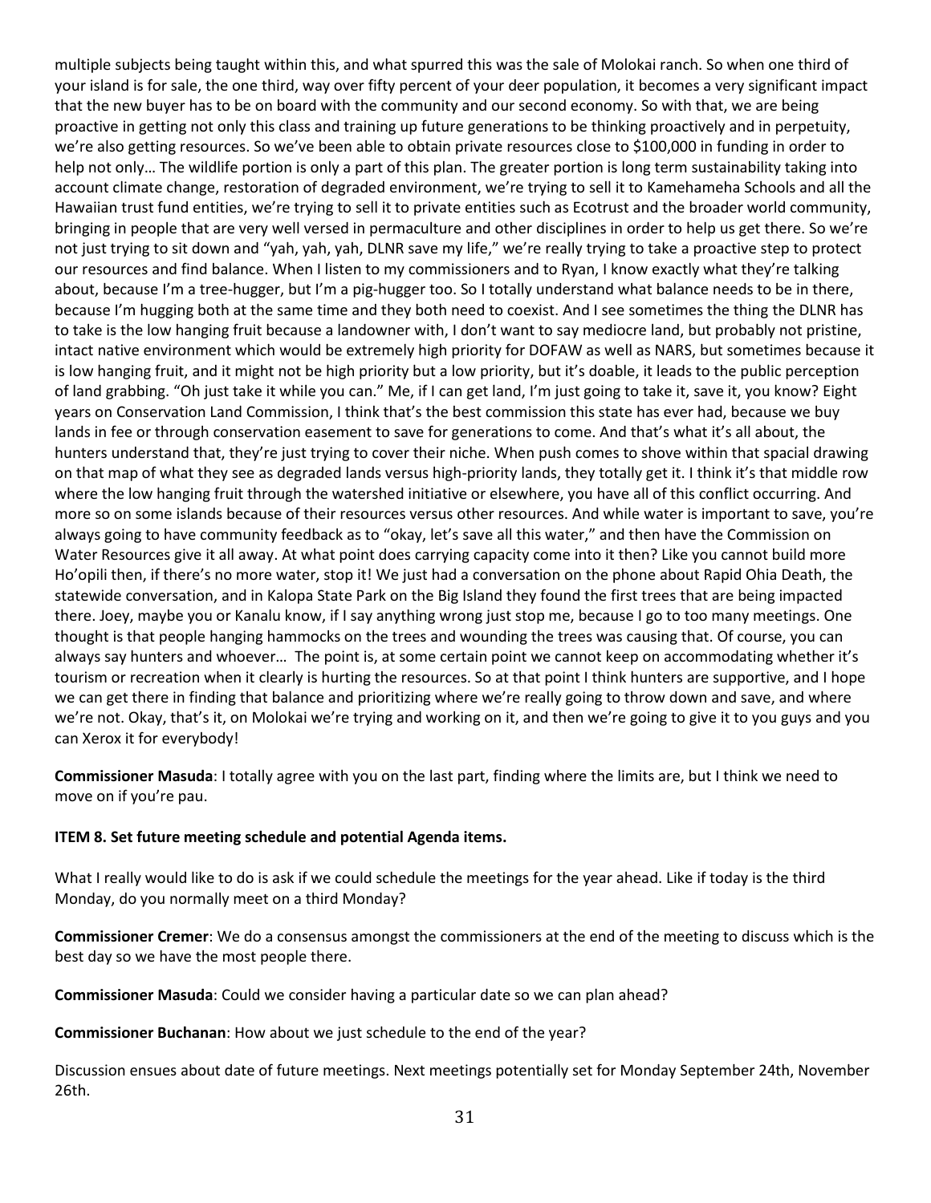multiple subjects being taught within this, and what spurred this was the sale of Molokai ranch. So when one third of your island is for sale, the one third, way over fifty percent of your deer population, it becomes a very significant impact that the new buyer has to be on board with the community and our second economy. So with that, we are being proactive in getting not only this class and training up future generations to be thinking proactively and in perpetuity, we're also getting resources. So we've been able to obtain private resources close to $100,000 in funding in order to help not only… The wildlife portion is only a part of this plan. The greater portion is long term sustainability taking into account climate change, restoration of degraded environment, we're trying to sell it to Kamehameha Schools and all the Hawaiian trust fund entities, we're trying to sell it to private entities such as Ecotrust and the broader world community, bringing in people that are very well versed in permaculture and other disciplines in order to help us get there. So we're not just trying to sit down and "yah, yah, yah, DLNR save my life," we're really trying to take a proactive step to protect our resources and find balance. When I listen to my commissioners and to Ryan, I know exactly what they're talking about, because I'm a tree-hugger, but I'm a pig-hugger too. So I totally understand what balance needs to be in there, because I'm hugging both at the same time and they both need to coexist. And I see sometimes the thing the DLNR has to take is the low hanging fruit because a landowner with, I don't want to say mediocre land, but probably not pristine, intact native environment which would be extremely high priority for DOFAW as well as NARS, but sometimes because it is low hanging fruit, and it might not be high priority but a low priority, but it's doable, it leads to the public perception of land grabbing. "Oh just take it while you can." Me, if I can get land, I'm just going to take it, save it, you know? Eight years on Conservation Land Commission, I think that's the best commission this state has ever had, because we buy lands in fee or through conservation easement to save for generations to come. And that's what it's all about, the hunters understand that, they're just trying to cover their niche. When push comes to shove within that spacial drawing on that map of what they see as degraded lands versus high-priority lands, they totally get it. I think it's that middle row where the low hanging fruit through the watershed initiative or elsewhere, you have all of this conflict occurring. And more so on some islands because of their resources versus other resources. And while water is important to save, you're always going to have community feedback as to "okay, let's save all this water," and then have the Commission on Water Resources give it all away. At what point does carrying capacity come into it then? Like you cannot build more Ho'opili then, if there's no more water, stop it! We just had a conversation on the phone about Rapid Ohia Death, the statewide conversation, and in Kalopa State Park on the Big Island they found the first trees that are being impacted there. Joey, maybe you or Kanalu know, if I say anything wrong just stop me, because I go to too many meetings. One thought is that people hanging hammocks on the trees and wounding the trees was causing that. Of course, you can always say hunters and whoever… The point is, at some certain point we cannot keep on accommodating whether it's tourism or recreation when it clearly is hurting the resources. So at that point I think hunters are supportive, and I hope we can get there in finding that balance and prioritizing where we're really going to throw down and save, and where we're not. Okay, that's it, on Molokai we're trying and working on it, and then we're going to give it to you guys and you can Xerox it for everybody!

**Commissioner Masuda**: I totally agree with you on the last part, finding where the limits are, but I think we need to move on if you're pau.

**ITEM 8. Set future meeting schedule and potential Agenda items.**

What I really would like to do is ask if we could schedule the meetings for the year ahead. Like if today is the third Monday, do you normally meet on a third Monday?

**Commissioner Cremer**: We do a consensus amongst the commissioners at the end of the meeting to discuss which is the best day so we have the most people there.

**Commissioner Masuda**: Could we consider having a particular date so we can plan ahead?

**Commissioner Buchanan**: How about we just schedule to the end of the year?

Discussion ensues about date of future meetings. Next meetings potentially set for Monday September 24th, November 26th.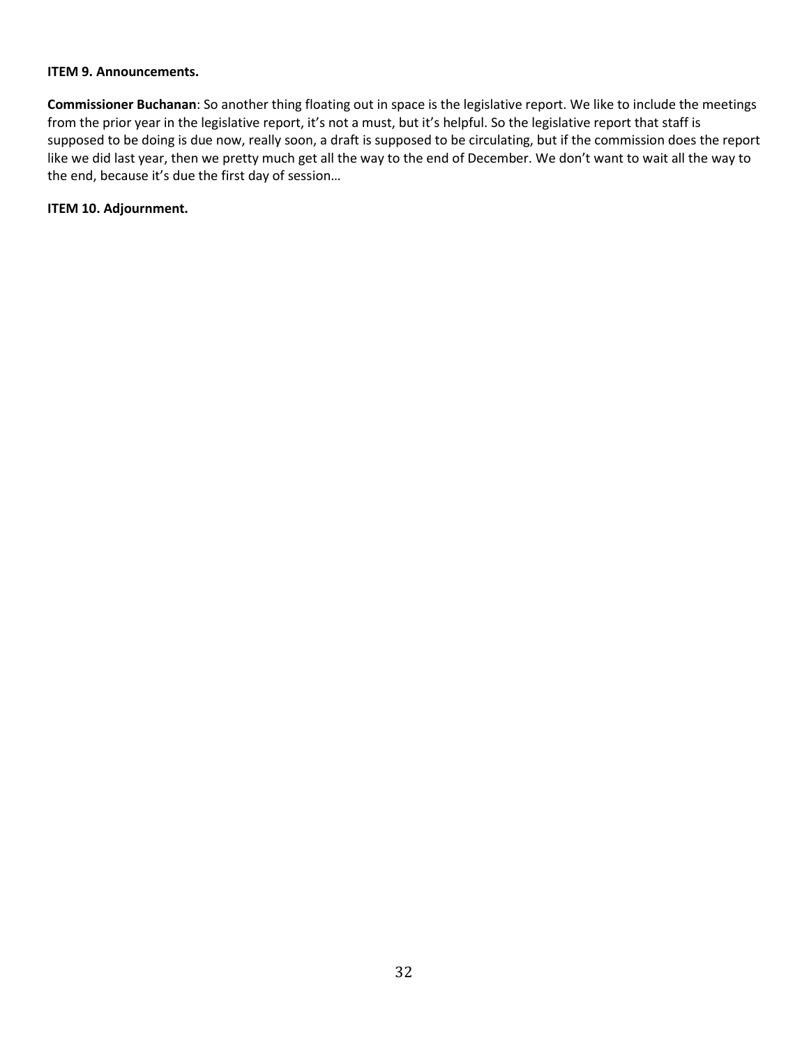**ITEM 9. Announcements.**

**Commissioner Buchanan**: So another thing floating out in space is the legislative report. We like to include the meetings from the prior year in the legislative report, it's not a must, but it's helpful. So the legislative report that staff is supposed to be doing is due now, really soon, a draft is supposed to be circulating, but if the commission does the report like we did last year, then we pretty much get all the way to the end of December. We don't want to wait all the way to the end, because it's due the first day of session…

**ITEM 10. Adjournment.**